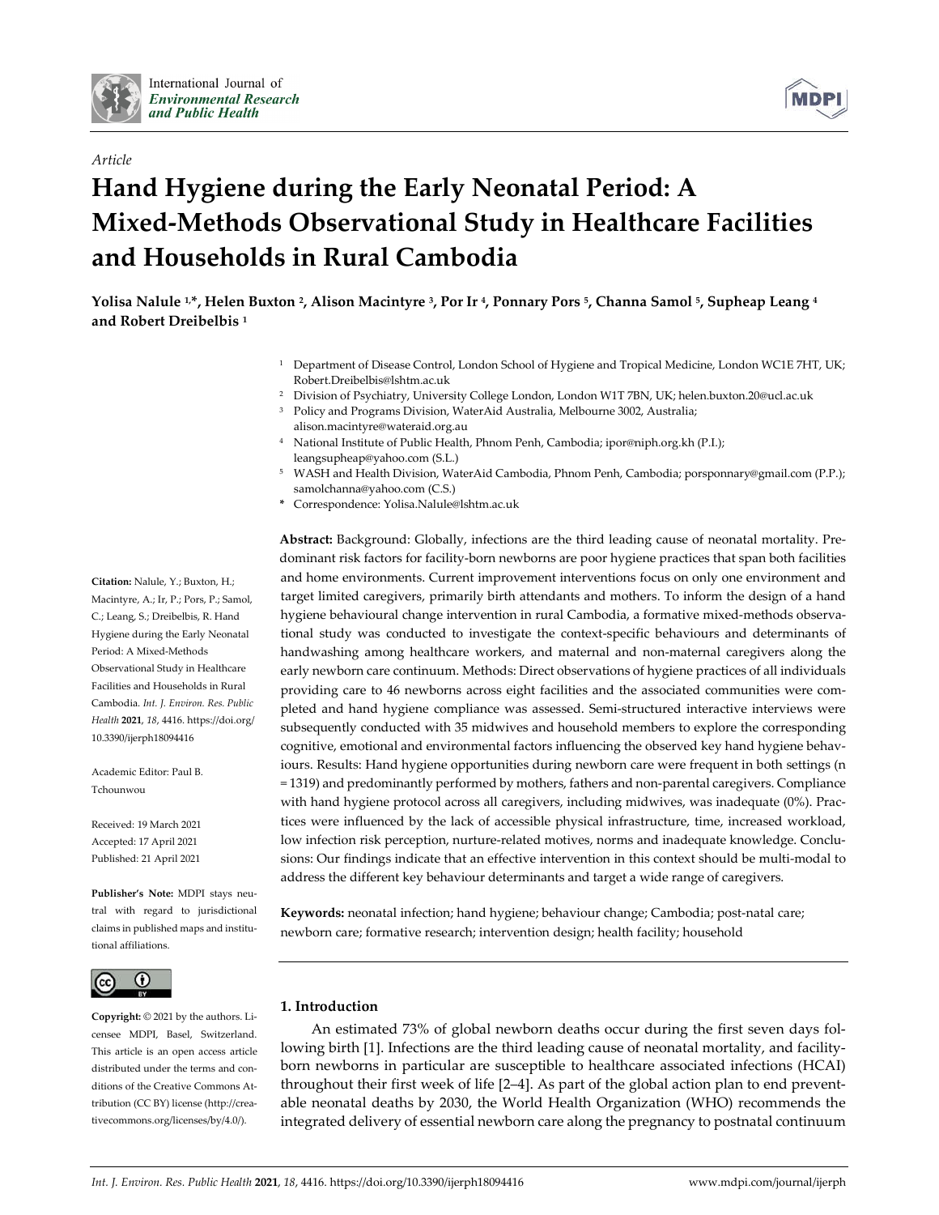Article

# Hand Hygiene during the Early Neonatal Period: A Mixed-Methods Observational Study in Healthcare Facilities and Households in Rural Cambodia

**Yolisa Nalule [1,*], Helen Buxton [2], Alison Macintyre [3], Por Ir [4], Ponnary Pors [5], Channa Samol [5], Supheap Leang [4] and Robert Dreibelbis [1]**

[1] Department of Disease Control, London School of Hygiene and Tropical Medicine, London WC1E 7HT, UK; Robert.Dreibelbis@lshtm.ac.uk
[2] Division of Psychiatry, University College London, London W1T 7BN, UK; helen.buxton.20@ucl.ac.uk
[3] Policy and Programs Division, WaterAid Australia, Melbourne 3002, Australia; alison.macintyre@wateraid.org.au
[4] National Institute of Public Health, Phnom Penh, Cambodia; ipor@niph.org.kh (P.I.); leangsupheap@yahoo.com (S.L.)
[5] WASH and Health Division, WaterAid Cambodia, Phnom Penh, Cambodia; porsponnary@gmail.com (P.P.); samolchanna@yahoo.com (C.S.)
* Correspondence: Yolisa.Nalule@lshtm.ac.uk

**Citation:** Nalule, Y.; Buxton, H.; Macintyre, A.; Ir, P.; Pors, P.; Samol, C.; Leang, S.; Dreibelbis, R. Hand Hygiene during the Early Neonatal Period: A Mixed-Methods Observational Study in Healthcare Facilities and Households in Rural Cambodia. *Int. J. Environ. Res. Public Health* **2021**, *18*, 4416. https://doi.org/10.3390/ijerph18094416

Academic Editor: Paul B. Tchounwou

Received: 19 March 2021
Accepted: 17 April 2021
Published: 21 April 2021

**Publisher's Note:** MDPI stays neutral with regard to jurisdictional claims in published maps and institutional affiliations.

**Copyright:** © 2021 by the authors. Licensee MDPI, Basel, Switzerland. This article is an open access article distributed under the terms and conditions of the Creative Commons Attribution (CC BY) license (https://creativecommons.org/licenses/by/4.0/).

**Abstract:** Background: Globally, infections are the third leading cause of neonatal mortality. Predominant risk factors for facility-born newborns are poor hygiene practices that span both facilities and home environments. Current improvement interventions focus on only one environment and target limited caregivers, primarily birth attendants and mothers. To inform the design of a hand hygiene behavioural change intervention in rural Cambodia, a formative mixed-methods observational study was conducted to investigate the context-specific behaviours and determinants of handwashing among healthcare workers, and maternal and non-maternal caregivers along the early newborn care continuum. Methods: Direct observations of hygiene practices of all individuals providing care to 46 newborns across eight facilities and the associated communities were completed and hand hygiene compliance was assessed. Semi-structured interactive interviews were subsequently conducted with 35 midwives and household members to explore the corresponding cognitive, emotional and environmental factors influencing the observed key hand hygiene behaviours. Results: Hand hygiene opportunities during newborn care were frequent in both settings (n = 1319) and predominantly performed by mothers, fathers and non-parental caregivers. Compliance with hand hygiene protocol across all caregivers, including midwives, was inadequate (0%). Practices were influenced by the lack of accessible physical infrastructure, time, increased workload, low infection risk perception, nurture-related motives, norms and inadequate knowledge. Conclusions: Our findings indicate that an effective intervention in this context should be multi-modal to address the different key behaviour determinants and target a wide range of caregivers.

**Keywords:** neonatal infection; hand hygiene; behaviour change; Cambodia; post-natal care; newborn care; formative research; intervention design; health facility; household

## 1. Introduction

An estimated 73% of global newborn deaths occur during the first seven days following birth [1]. Infections are the third leading cause of neonatal mortality, and facility-born newborns in particular are susceptible to healthcare associated infections (HCAI) throughout their first week of life [2–4]. As part of the global action plan to end preventable neonatal deaths by 2030, the World Health Organization (WHO) recommends the integrated delivery of essential newborn care along the pregnancy to postnatal continuum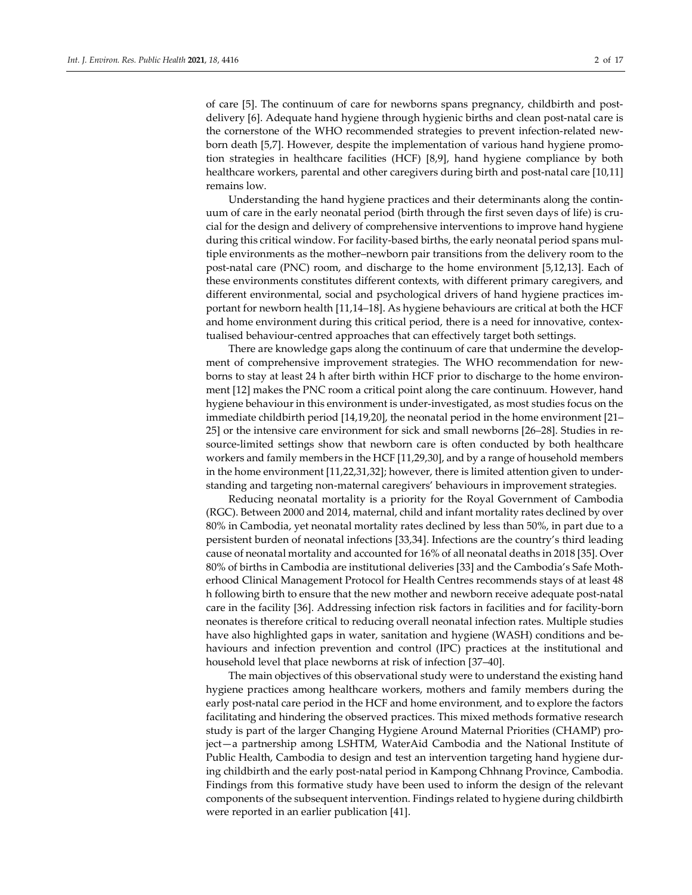of care [5]. The continuum of care for newborns spans pregnancy, childbirth and post-delivery [6]. Adequate hand hygiene through hygienic births and clean post-natal care is the cornerstone of the WHO recommended strategies to prevent infection-related newborn death [5,7]. However, despite the implementation of various hand hygiene promotion strategies in healthcare facilities (HCF) [8,9], hand hygiene compliance by both healthcare workers, parental and other caregivers during birth and post-natal care [10,11] remains low.

Understanding the hand hygiene practices and their determinants along the continuum of care in the early neonatal period (birth through the first seven days of life) is crucial for the design and delivery of comprehensive interventions to improve hand hygiene during this critical window. For facility-based births, the early neonatal period spans multiple environments as the mother–newborn pair transitions from the delivery room to the post-natal care (PNC) room, and discharge to the home environment [5,12,13]. Each of these environments constitutes different contexts, with different primary caregivers, and different environmental, social and psychological drivers of hand hygiene practices important for newborn health [11,14–18]. As hygiene behaviours are critical at both the HCF and home environment during this critical period, there is a need for innovative, contextualised behaviour-centred approaches that can effectively target both settings.

There are knowledge gaps along the continuum of care that undermine the development of comprehensive improvement strategies. The WHO recommendation for newborns to stay at least 24 h after birth within HCF prior to discharge to the home environment [12] makes the PNC room a critical point along the care continuum. However, hand hygiene behaviour in this environment is under-investigated, as most studies focus on the immediate childbirth period [14,19,20], the neonatal period in the home environment [21–25] or the intensive care environment for sick and small newborns [26–28]. Studies in resource-limited settings show that newborn care is often conducted by both healthcare workers and family members in the HCF [11,29,30], and by a range of household members in the home environment [11,22,31,32]; however, there is limited attention given to understanding and targeting non-maternal caregivers' behaviours in improvement strategies.

Reducing neonatal mortality is a priority for the Royal Government of Cambodia (RGC). Between 2000 and 2014, maternal, child and infant mortality rates declined by over 80% in Cambodia, yet neonatal mortality rates declined by less than 50%, in part due to a persistent burden of neonatal infections [33,34]. Infections are the country's third leading cause of neonatal mortality and accounted for 16% of all neonatal deaths in 2018 [35]. Over 80% of births in Cambodia are institutional deliveries [33] and the Cambodia's Safe Motherhood Clinical Management Protocol for Health Centres recommends stays of at least 48 h following birth to ensure that the new mother and newborn receive adequate post-natal care in the facility [36]. Addressing infection risk factors in facilities and for facility-born neonates is therefore critical to reducing overall neonatal infection rates. Multiple studies have also highlighted gaps in water, sanitation and hygiene (WASH) conditions and behaviours and infection prevention and control (IPC) practices at the institutional and household level that place newborns at risk of infection [37–40].

The main objectives of this observational study were to understand the existing hand hygiene practices among healthcare workers, mothers and family members during the early post-natal care period in the HCF and home environment, and to explore the factors facilitating and hindering the observed practices. This mixed methods formative research study is part of the larger Changing Hygiene Around Maternal Priorities (CHAMP) project—a partnership among LSHTM, WaterAid Cambodia and the National Institute of Public Health, Cambodia to design and test an intervention targeting hand hygiene during childbirth and the early post-natal period in Kampong Chhnang Province, Cambodia. Findings from this formative study have been used to inform the design of the relevant components of the subsequent intervention. Findings related to hygiene during childbirth were reported in an earlier publication [41].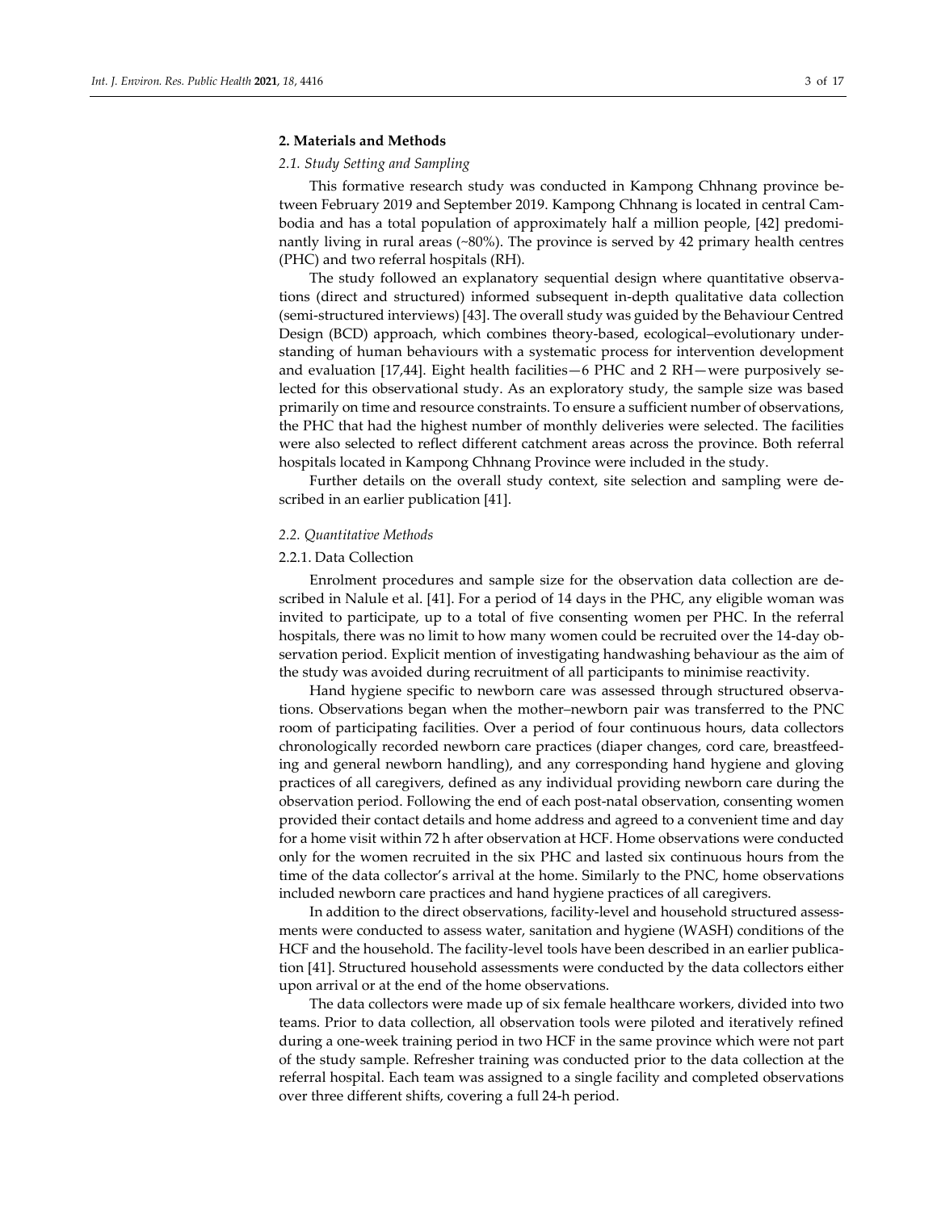## 2. Materials and Methods

### 2.1. Study Setting and Sampling

This formative research study was conducted in Kampong Chhnang province between February 2019 and September 2019. Kampong Chhnang is located in central Cambodia and has a total population of approximately half a million people, [42] predominantly living in rural areas (~80%). The province is served by 42 primary health centres (PHC) and two referral hospitals (RH).

The study followed an explanatory sequential design where quantitative observations (direct and structured) informed subsequent in-depth qualitative data collection (semi-structured interviews) [43]. The overall study was guided by the Behaviour Centred Design (BCD) approach, which combines theory-based, ecological–evolutionary understanding of human behaviours with a systematic process for intervention development and evaluation [17,44]. Eight health facilities—6 PHC and 2 RH—were purposively selected for this observational study. As an exploratory study, the sample size was based primarily on time and resource constraints. To ensure a sufficient number of observations, the PHC that had the highest number of monthly deliveries were selected. The facilities were also selected to reflect different catchment areas across the province. Both referral hospitals located in Kampong Chhnang Province were included in the study.

Further details on the overall study context, site selection and sampling were described in an earlier publication [41].

### 2.2. Quantitative Methods

#### 2.2.1. Data Collection

Enrolment procedures and sample size for the observation data collection are described in Nalule et al. [41]. For a period of 14 days in the PHC, any eligible woman was invited to participate, up to a total of five consenting women per PHC. In the referral hospitals, there was no limit to how many women could be recruited over the 14-day observation period. Explicit mention of investigating handwashing behaviour as the aim of the study was avoided during recruitment of all participants to minimise reactivity.

Hand hygiene specific to newborn care was assessed through structured observations. Observations began when the mother–newborn pair was transferred to the PNC room of participating facilities. Over a period of four continuous hours, data collectors chronologically recorded newborn care practices (diaper changes, cord care, breastfeeding and general newborn handling), and any corresponding hand hygiene and gloving practices of all caregivers, defined as any individual providing newborn care during the observation period. Following the end of each post-natal observation, consenting women provided their contact details and home address and agreed to a convenient time and day for a home visit within 72 h after observation at HCF. Home observations were conducted only for the women recruited in the six PHC and lasted six continuous hours from the time of the data collector's arrival at the home. Similarly to the PNC, home observations included newborn care practices and hand hygiene practices of all caregivers.

In addition to the direct observations, facility-level and household structured assessments were conducted to assess water, sanitation and hygiene (WASH) conditions of the HCF and the household. The facility-level tools have been described in an earlier publication [41]. Structured household assessments were conducted by the data collectors either upon arrival or at the end of the home observations.

The data collectors were made up of six female healthcare workers, divided into two teams. Prior to data collection, all observation tools were piloted and iteratively refined during a one-week training period in two HCF in the same province which were not part of the study sample. Refresher training was conducted prior to the data collection at the referral hospital. Each team was assigned to a single facility and completed observations over three different shifts, covering a full 24-h period.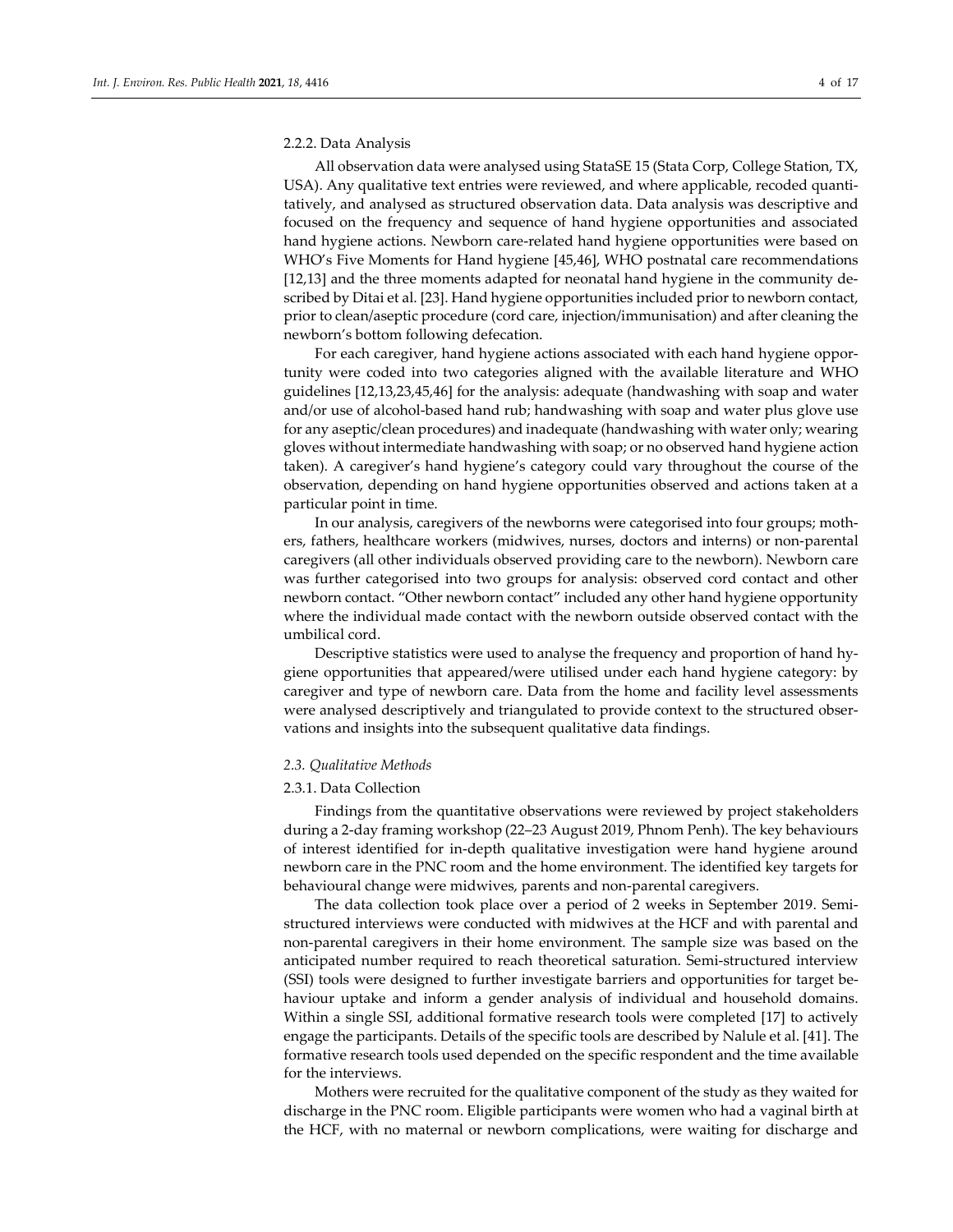#### 2.2.2. Data Analysis

All observation data were analysed using StataSE 15 (Stata Corp, College Station, TX, USA). Any qualitative text entries were reviewed, and where applicable, recoded quantitatively, and analysed as structured observation data. Data analysis was descriptive and focused on the frequency and sequence of hand hygiene opportunities and associated hand hygiene actions. Newborn care-related hand hygiene opportunities were based on WHO's Five Moments for Hand hygiene [45,46], WHO postnatal care recommendations [12,13] and the three moments adapted for neonatal hand hygiene in the community described by Ditai et al. [23]. Hand hygiene opportunities included prior to newborn contact, prior to clean/aseptic procedure (cord care, injection/immunisation) and after cleaning the newborn's bottom following defecation.

For each caregiver, hand hygiene actions associated with each hand hygiene opportunity were coded into two categories aligned with the available literature and WHO guidelines [12,13,23,45,46] for the analysis: adequate (handwashing with soap and water and/or use of alcohol-based hand rub; handwashing with soap and water plus glove use for any aseptic/clean procedures) and inadequate (handwashing with water only; wearing gloves without intermediate handwashing with soap; or no observed hand hygiene action taken). A caregiver's hand hygiene's category could vary throughout the course of the observation, depending on hand hygiene opportunities observed and actions taken at a particular point in time.

In our analysis, caregivers of the newborns were categorised into four groups; mothers, fathers, healthcare workers (midwives, nurses, doctors and interns) or non-parental caregivers (all other individuals observed providing care to the newborn). Newborn care was further categorised into two groups for analysis: observed cord contact and other newborn contact. "Other newborn contact" included any other hand hygiene opportunity where the individual made contact with the newborn outside observed contact with the umbilical cord.

Descriptive statistics were used to analyse the frequency and proportion of hand hygiene opportunities that appeared/were utilised under each hand hygiene category: by caregiver and type of newborn care. Data from the home and facility level assessments were analysed descriptively and triangulated to provide context to the structured observations and insights into the subsequent qualitative data findings.

### *2.3. Qualitative Methods*

#### 2.3.1. Data Collection

Findings from the quantitative observations were reviewed by project stakeholders during a 2-day framing workshop (22–23 August 2019, Phnom Penh). The key behaviours of interest identified for in-depth qualitative investigation were hand hygiene around newborn care in the PNC room and the home environment. The identified key targets for behavioural change were midwives, parents and non-parental caregivers.

The data collection took place over a period of 2 weeks in September 2019. Semi-structured interviews were conducted with midwives at the HCF and with parental and non-parental caregivers in their home environment. The sample size was based on the anticipated number required to reach theoretical saturation. Semi-structured interview (SSI) tools were designed to further investigate barriers and opportunities for target behaviour uptake and inform a gender analysis of individual and household domains. Within a single SSI, additional formative research tools were completed [17] to actively engage the participants. Details of the specific tools are described by Nalule et al. [41]. The formative research tools used depended on the specific respondent and the time available for the interviews.

Mothers were recruited for the qualitative component of the study as they waited for discharge in the PNC room. Eligible participants were women who had a vaginal birth at the HCF, with no maternal or newborn complications, were waiting for discharge and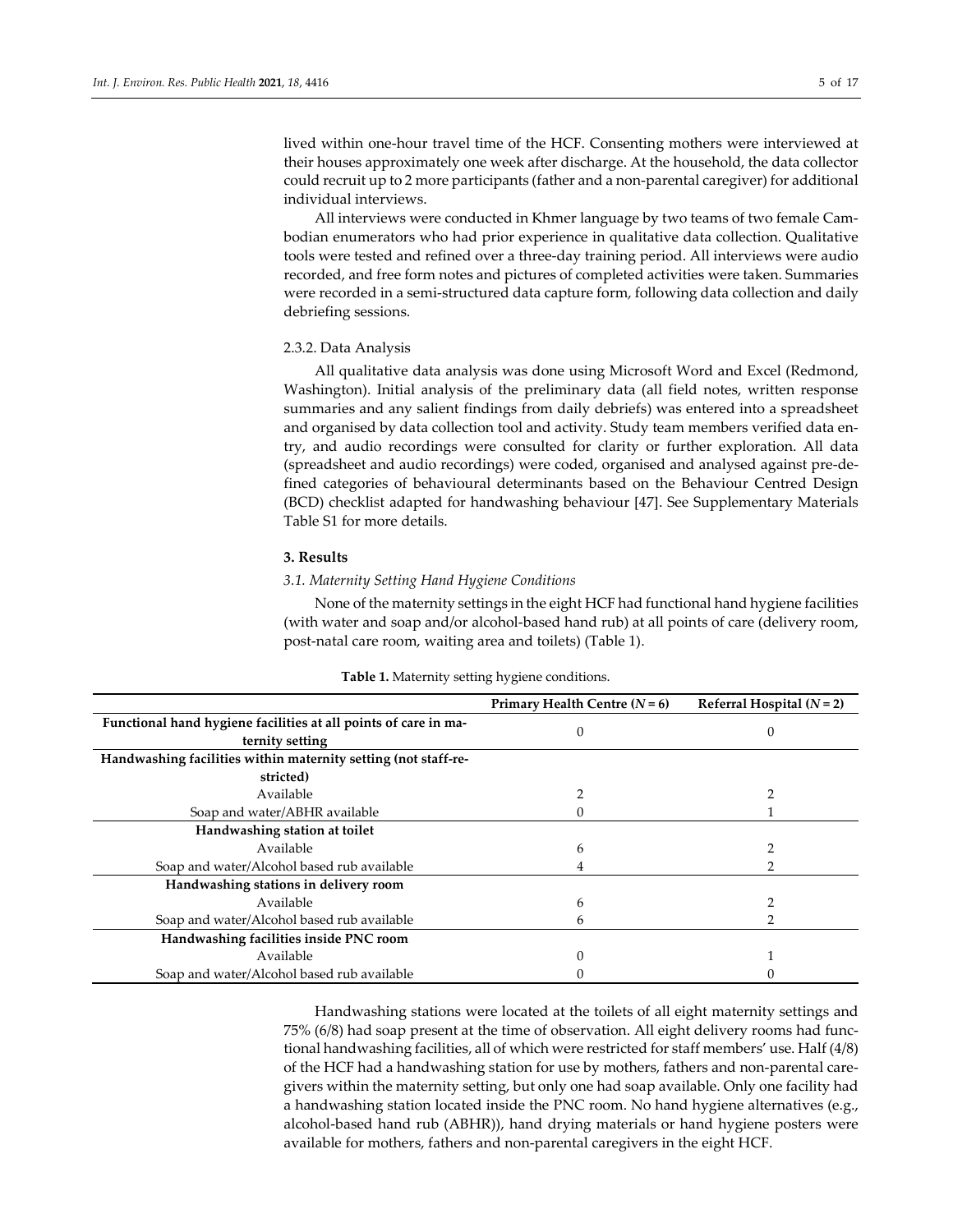lived within one-hour travel time of the HCF. Consenting mothers were interviewed at their houses approximately one week after discharge. At the household, the data collector could recruit up to 2 more participants (father and a non-parental caregiver) for additional individual interviews.

All interviews were conducted in Khmer language by two teams of two female Cambodian enumerators who had prior experience in qualitative data collection. Qualitative tools were tested and refined over a three-day training period. All interviews were audio recorded, and free form notes and pictures of completed activities were taken. Summaries were recorded in a semi-structured data capture form, following data collection and daily debriefing sessions.

#### 2.3.2. Data Analysis

All qualitative data analysis was done using Microsoft Word and Excel (Redmond, Washington). Initial analysis of the preliminary data (all field notes, written response summaries and any salient findings from daily debriefs) was entered into a spreadsheet and organised by data collection tool and activity. Study team members verified data entry, and audio recordings were consulted for clarity or further exploration. All data (spreadsheet and audio recordings) were coded, organised and analysed against pre-defined categories of behavioural determinants based on the Behaviour Centred Design (BCD) checklist adapted for handwashing behaviour [47]. See Supplementary Materials Table S1 for more details.

## 3. Results

### *3.1. Maternity Setting Hand Hygiene Conditions*

None of the maternity settings in the eight HCF had functional hand hygiene facilities (with water and soap and/or alcohol-based hand rub) at all points of care (delivery room, post-natal care room, waiting area and toilets) (Table 1).

**Table 1.** Maternity setting hygiene conditions.

| | Primary Health Centre ($N = 6$) | Referral Hospital ($N = 2$) |
|---|---|---|
| **Functional hand hygiene facilities at all points of care in maternity setting** | 0 | 0 |
| **Handwashing facilities within maternity setting (not staff-restricted)** | | |
| Available | 2 | 2 |
| Soap and water/ABHR available | 0 | 1 |
| **Handwashing station at toilet** | | |
| Available | 6 | 2 |
| Soap and water/Alcohol based rub available | 4 | 2 |
| **Handwashing stations in delivery room** | | |
| Available | 6 | 2 |
| Soap and water/Alcohol based rub available | 6 | 2 |
| **Handwashing facilities inside PNC room** | | |
| Available | 0 | 1 |
| Soap and water/Alcohol based rub available | 0 | 0 |

Handwashing stations were located at the toilets of all eight maternity settings and 75% (6/8) had soap present at the time of observation. All eight delivery rooms had functional handwashing facilities, all of which were restricted for staff members' use. Half (4/8) of the HCF had a handwashing station for use by mothers, fathers and non-parental caregivers within the maternity setting, but only one had soap available. Only one facility had a handwashing station located inside the PNC room. No hand hygiene alternatives (e.g., alcohol-based hand rub (ABHR)), hand drying materials or hand hygiene posters were available for mothers, fathers and non-parental caregivers in the eight HCF.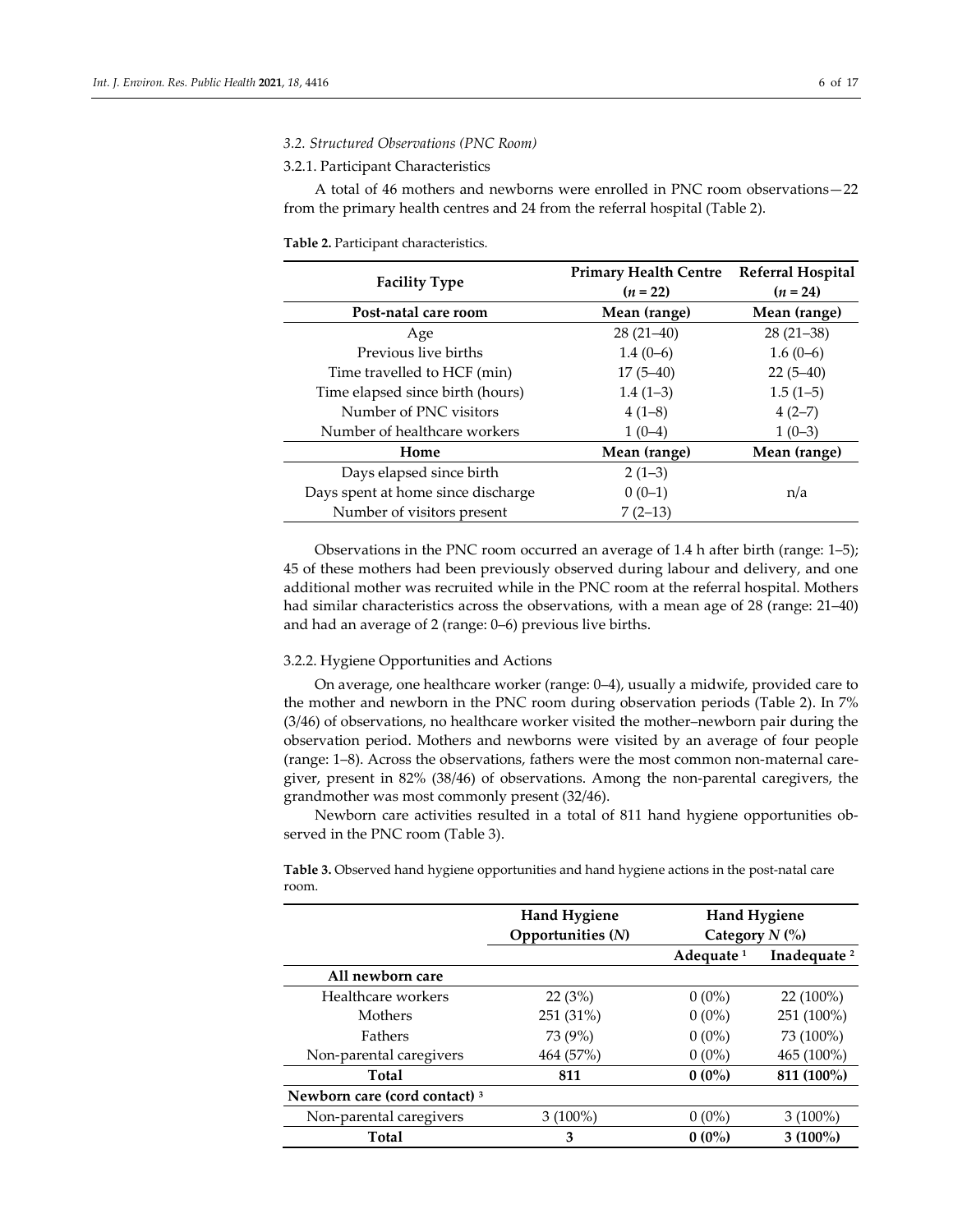### 3.2. Structured Observations (PNC Room)

#### 3.2.1. Participant Characteristics

A total of 46 mothers and newborns were enrolled in PNC room observations—22 from the primary health centres and 24 from the referral hospital (Table 2).

**Table 2.** Participant characteristics.

| Facility Type | Primary Health Centre (*n* = 22) | Referral Hospital (*n* = 24) |
|---|---|---|
| **Post-natal care room** | **Mean (range)** | **Mean (range)** |
| Age | 28 (21–40) | 28 (21–38) |
| Previous live births | 1.4 (0–6) | 1.6 (0–6) |
| Time travelled to HCF (min) | 17 (5–40) | 22 (5–40) |
| Time elapsed since birth (hours) | 1.4 (1–3) | 1.5 (1–5) |
| Number of PNC visitors | 4 (1–8) | 4 (2–7) |
| Number of healthcare workers | 1 (0–4) | 1 (0–3) |
| **Home** | **Mean (range)** | **Mean (range)** |
| Days elapsed since birth | 2 (1–3) | |
| Days spent at home since discharge | 0 (0–1) | n/a |
| Number of visitors present | 7 (2–13) | |

Observations in the PNC room occurred an average of 1.4 h after birth (range: 1–5); 45 of these mothers had been previously observed during labour and delivery, and one additional mother was recruited while in the PNC room at the referral hospital. Mothers had similar characteristics across the observations, with a mean age of 28 (range: 21–40) and had an average of 2 (range: 0–6) previous live births.

#### 3.2.2. Hygiene Opportunities and Actions

On average, one healthcare worker (range: 0–4), usually a midwife, provided care to the mother and newborn in the PNC room during observation periods (Table 2). In 7% (3/46) of observations, no healthcare worker visited the mother–newborn pair during the observation period. Mothers and newborns were visited by an average of four people (range: 1–8). Across the observations, fathers were the most common non-maternal caregiver, present in 82% (38/46) of observations. Among the non-parental caregivers, the grandmother was most commonly present (32/46).

Newborn care activities resulted in a total of 811 hand hygiene opportunities observed in the PNC room (Table 3).

**Table 3.** Observed hand hygiene opportunities and hand hygiene actions in the post-natal care room.

| | Hand Hygiene Opportunities (*N*) | Hand Hygiene Category *N* (%) | |
|---|---|---|---|
| | | Adequate [1] | Inadequate [2] |
| **All newborn care** | | | |
| Healthcare workers | 22 (3%) | 0 (0%) | 22 (100%) |
| Mothers | 251 (31%) | 0 (0%) | 251 (100%) |
| Fathers | 73 (9%) | 0 (0%) | 73 (100%) |
| Non-parental caregivers | 464 (57%) | 0 (0%) | 465 (100%) |
| **Total** | **811** | **0 (0%)** | **811 (100%)** |
| **Newborn care (cord contact) [3]** | | | |
| Non-parental caregivers | 3 (100%) | 0 (0%) | 3 (100%) |
| **Total** | **3** | **0 (0%)** | **3 (100%)** |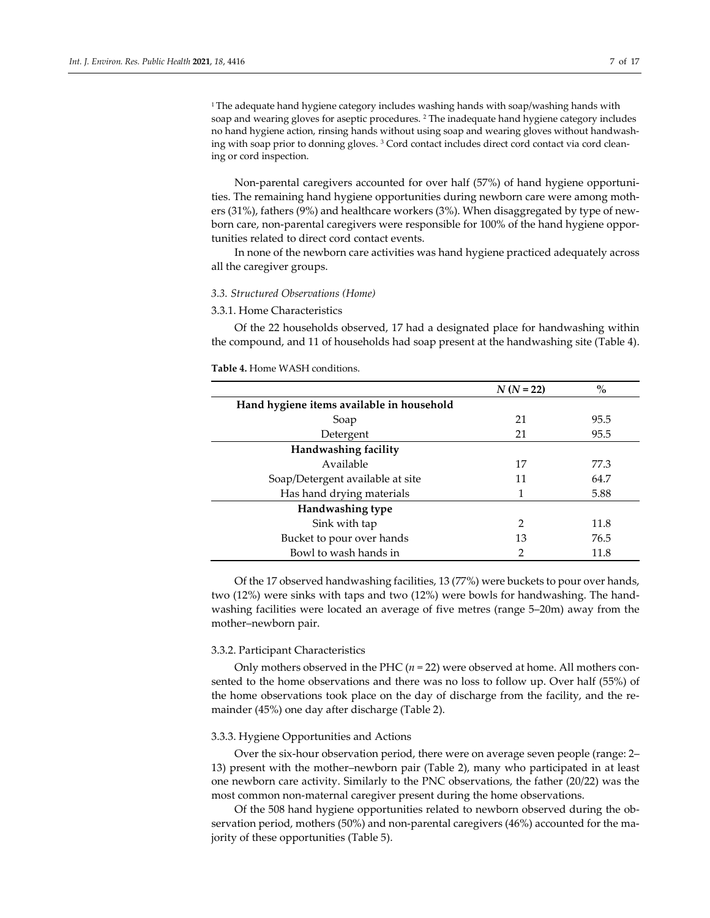[1] The adequate hand hygiene category includes washing hands with soap/washing hands with soap and wearing gloves for aseptic procedures. [2] The inadequate hand hygiene category includes no hand hygiene action, rinsing hands without using soap and wearing gloves without handwashing with soap prior to donning gloves. [3] Cord contact includes direct cord contact via cord cleaning or cord inspection.

Non-parental caregivers accounted for over half (57%) of hand hygiene opportunities. The remaining hand hygiene opportunities during newborn care were among mothers (31%), fathers (9%) and healthcare workers (3%). When disaggregated by type of newborn care, non-parental caregivers were responsible for 100% of the hand hygiene opportunities related to direct cord contact events.

In none of the newborn care activities was hand hygiene practiced adequately across all the caregiver groups.

### *3.3. Structured Observations (Home)*

#### 3.3.1. Home Characteristics

Of the 22 households observed, 17 had a designated place for handwashing within the compound, and 11 of households had soap present at the handwashing site (Table 4).

**Table 4.** Home WASH conditions.

| | *N* (*N* = 22) | % |
|---|---|---|
| **Hand hygiene items available in household** | | |
| Soap | 21 | 95.5 |
| Detergent | 21 | 95.5 |
| **Handwashing facility** | | |
| Available | 17 | 77.3 |
| Soap/Detergent available at site | 11 | 64.7 |
| Has hand drying materials | 1 | 5.88 |
| **Handwashing type** | | |
| Sink with tap | 2 | 11.8 |
| Bucket to pour over hands | 13 | 76.5 |
| Bowl to wash hands in | 2 | 11.8 |

Of the 17 observed handwashing facilities, 13 (77%) were buckets to pour over hands, two (12%) were sinks with taps and two (12%) were bowls for handwashing. The handwashing facilities were located an average of five metres (range 5–20m) away from the mother–newborn pair.

#### 3.3.2. Participant Characteristics

Only mothers observed in the PHC (*n* = 22) were observed at home. All mothers consented to the home observations and there was no loss to follow up. Over half (55%) of the home observations took place on the day of discharge from the facility, and the remainder (45%) one day after discharge (Table 2).

#### 3.3.3. Hygiene Opportunities and Actions

Over the six-hour observation period, there were on average seven people (range: 2–13) present with the mother–newborn pair (Table 2), many who participated in at least one newborn care activity. Similarly to the PNC observations, the father (20/22) was the most common non-maternal caregiver present during the home observations.

Of the 508 hand hygiene opportunities related to newborn observed during the observation period, mothers (50%) and non-parental caregivers (46%) accounted for the majority of these opportunities (Table 5).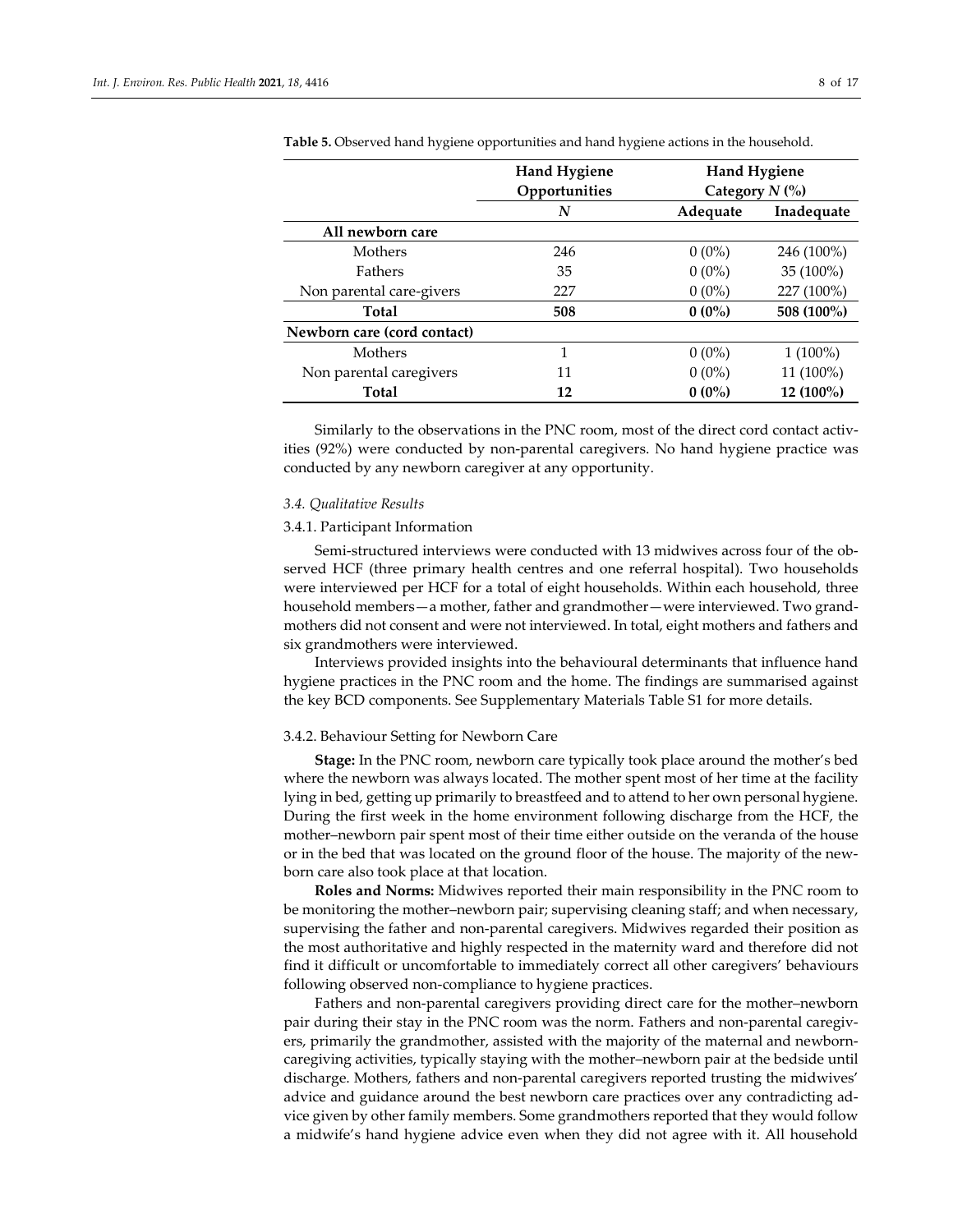**Table 5.** Observed hand hygiene opportunities and hand hygiene actions in the household.

| | Hand Hygiene Opportunities | Hand Hygiene Category $N$ (%) | |
|---|---|---|---|
| | $N$ | Adequate | Inadequate |
| **All newborn care** | | | |
| Mothers | 246 | 0 (0%) | 246 (100%) |
| Fathers | 35 | 0 (0%) | 35 (100%) |
| Non parental care-givers | 227 | 0 (0%) | 227 (100%) |
| **Total** | **508** | **0 (0%)** | **508 (100%)** |
| **Newborn care (cord contact)** | | | |
| Mothers | 1 | 0 (0%) | 1 (100%) |
| Non parental caregivers | 11 | 0 (0%) | 11 (100%) |
| **Total** | **12** | **0 (0%)** | **12 (100%)** |

Similarly to the observations in the PNC room, most of the direct cord contact activities (92%) were conducted by non-parental caregivers. No hand hygiene practice was conducted by any newborn caregiver at any opportunity.

### *3.4. Qualitative Results*

#### 3.4.1. Participant Information

Semi-structured interviews were conducted with 13 midwives across four of the observed HCF (three primary health centres and one referral hospital). Two households were interviewed per HCF for a total of eight households. Within each household, three household members—a mother, father and grandmother—were interviewed. Two grandmothers did not consent and were not interviewed. In total, eight mothers and fathers and six grandmothers were interviewed.

Interviews provided insights into the behavioural determinants that influence hand hygiene practices in the PNC room and the home. The findings are summarised against the key BCD components. See Supplementary Materials Table S1 for more details.

#### 3.4.2. Behaviour Setting for Newborn Care

**Stage:** In the PNC room, newborn care typically took place around the mother's bed where the newborn was always located. The mother spent most of her time at the facility lying in bed, getting up primarily to breastfeed and to attend to her own personal hygiene. During the first week in the home environment following discharge from the HCF, the mother–newborn pair spent most of their time either outside on the veranda of the house or in the bed that was located on the ground floor of the house. The majority of the newborn care also took place at that location.

**Roles and Norms:** Midwives reported their main responsibility in the PNC room to be monitoring the mother–newborn pair; supervising cleaning staff; and when necessary, supervising the father and non-parental caregivers. Midwives regarded their position as the most authoritative and highly respected in the maternity ward and therefore did not find it difficult or uncomfortable to immediately correct all other caregivers' behaviours following observed non-compliance to hygiene practices.

Fathers and non-parental caregivers providing direct care for the mother–newborn pair during their stay in the PNC room was the norm. Fathers and non-parental caregivers, primarily the grandmother, assisted with the majority of the maternal and newborn-caregiving activities, typically staying with the mother–newborn pair at the bedside until discharge. Mothers, fathers and non-parental caregivers reported trusting the midwives' advice and guidance around the best newborn care practices over any contradicting advice given by other family members. Some grandmothers reported that they would follow a midwife's hand hygiene advice even when they did not agree with it. All household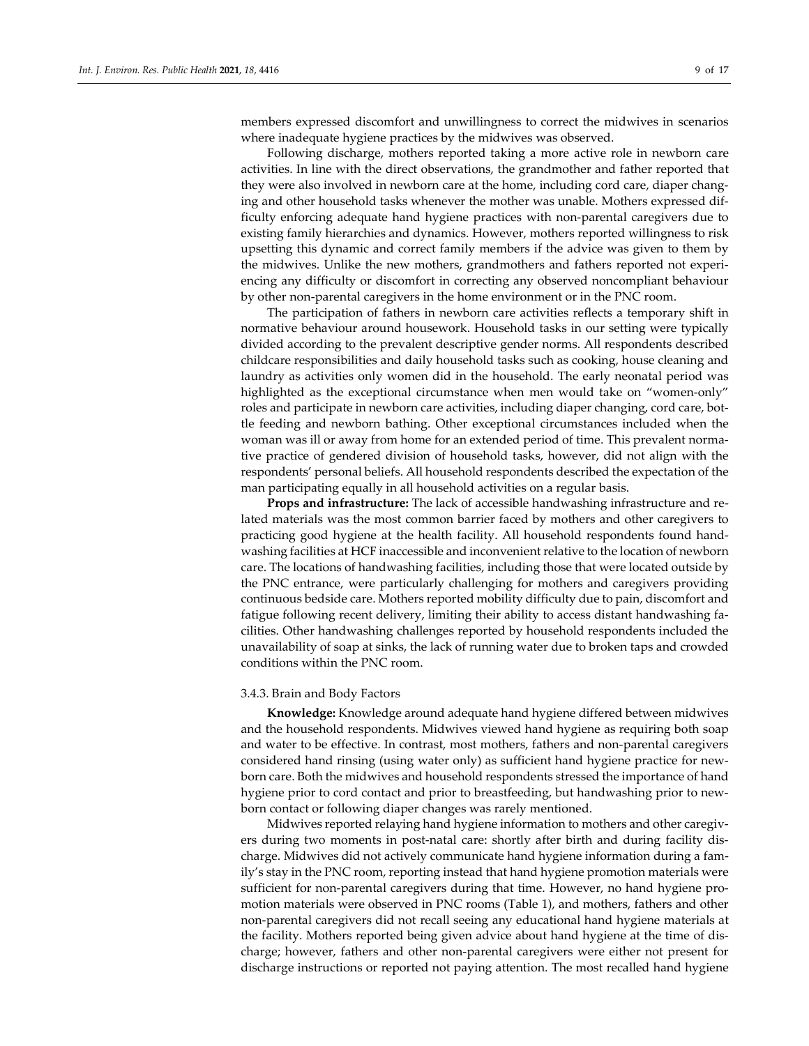members expressed discomfort and unwillingness to correct the midwives in scenarios where inadequate hygiene practices by the midwives was observed.

Following discharge, mothers reported taking a more active role in newborn care activities. In line with the direct observations, the grandmother and father reported that they were also involved in newborn care at the home, including cord care, diaper changing and other household tasks whenever the mother was unable. Mothers expressed difficulty enforcing adequate hand hygiene practices with non-parental caregivers due to existing family hierarchies and dynamics. However, mothers reported willingness to risk upsetting this dynamic and correct family members if the advice was given to them by the midwives. Unlike the new mothers, grandmothers and fathers reported not experiencing any difficulty or discomfort in correcting any observed noncompliant behaviour by other non-parental caregivers in the home environment or in the PNC room.

The participation of fathers in newborn care activities reflects a temporary shift in normative behaviour around housework. Household tasks in our setting were typically divided according to the prevalent descriptive gender norms. All respondents described childcare responsibilities and daily household tasks such as cooking, house cleaning and laundry as activities only women did in the household. The early neonatal period was highlighted as the exceptional circumstance when men would take on "women-only" roles and participate in newborn care activities, including diaper changing, cord care, bottle feeding and newborn bathing. Other exceptional circumstances included when the woman was ill or away from home for an extended period of time. This prevalent normative practice of gendered division of household tasks, however, did not align with the respondents' personal beliefs. All household respondents described the expectation of the man participating equally in all household activities on a regular basis.

**Props and infrastructure:** The lack of accessible handwashing infrastructure and related materials was the most common barrier faced by mothers and other caregivers to practicing good hygiene at the health facility. All household respondents found handwashing facilities at HCF inaccessible and inconvenient relative to the location of newborn care. The locations of handwashing facilities, including those that were located outside by the PNC entrance, were particularly challenging for mothers and caregivers providing continuous bedside care. Mothers reported mobility difficulty due to pain, discomfort and fatigue following recent delivery, limiting their ability to access distant handwashing facilities. Other handwashing challenges reported by household respondents included the unavailability of soap at sinks, the lack of running water due to broken taps and crowded conditions within the PNC room.

### 3.4.3. Brain and Body Factors

**Knowledge:** Knowledge around adequate hand hygiene differed between midwives and the household respondents. Midwives viewed hand hygiene as requiring both soap and water to be effective. In contrast, most mothers, fathers and non-parental caregivers considered hand rinsing (using water only) as sufficient hand hygiene practice for newborn care. Both the midwives and household respondents stressed the importance of hand hygiene prior to cord contact and prior to breastfeeding, but handwashing prior to newborn contact or following diaper changes was rarely mentioned.

Midwives reported relaying hand hygiene information to mothers and other caregivers during two moments in post-natal care: shortly after birth and during facility discharge. Midwives did not actively communicate hand hygiene information during a family's stay in the PNC room, reporting instead that hand hygiene promotion materials were sufficient for non-parental caregivers during that time. However, no hand hygiene promotion materials were observed in PNC rooms (Table 1), and mothers, fathers and other non-parental caregivers did not recall seeing any educational hand hygiene materials at the facility. Mothers reported being given advice about hand hygiene at the time of discharge; however, fathers and other non-parental caregivers were either not present for discharge instructions or reported not paying attention. The most recalled hand hygiene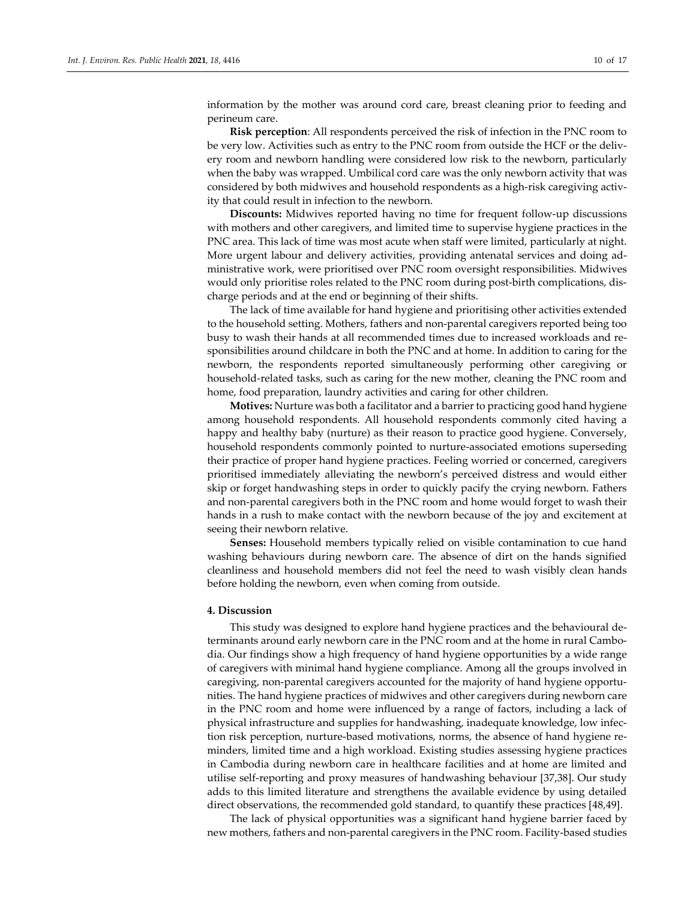information by the mother was around cord care, breast cleaning prior to feeding and perineum care.

**Risk perception**: All respondents perceived the risk of infection in the PNC room to be very low. Activities such as entry to the PNC room from outside the HCF or the delivery room and newborn handling were considered low risk to the newborn, particularly when the baby was wrapped. Umbilical cord care was the only newborn activity that was considered by both midwives and household respondents as a high-risk caregiving activity that could result in infection to the newborn.

**Discounts:** Midwives reported having no time for frequent follow-up discussions with mothers and other caregivers, and limited time to supervise hygiene practices in the PNC area. This lack of time was most acute when staff were limited, particularly at night. More urgent labour and delivery activities, providing antenatal services and doing administrative work, were prioritised over PNC room oversight responsibilities. Midwives would only prioritise roles related to the PNC room during post-birth complications, discharge periods and at the end or beginning of their shifts.

The lack of time available for hand hygiene and prioritising other activities extended to the household setting. Mothers, fathers and non-parental caregivers reported being too busy to wash their hands at all recommended times due to increased workloads and responsibilities around childcare in both the PNC and at home. In addition to caring for the newborn, the respondents reported simultaneously performing other caregiving or household-related tasks, such as caring for the new mother, cleaning the PNC room and home, food preparation, laundry activities and caring for other children.

**Motives:** Nurture was both a facilitator and a barrier to practicing good hand hygiene among household respondents. All household respondents commonly cited having a happy and healthy baby (nurture) as their reason to practice good hygiene. Conversely, household respondents commonly pointed to nurture-associated emotions superseding their practice of proper hand hygiene practices. Feeling worried or concerned, caregivers prioritised immediately alleviating the newborn's perceived distress and would either skip or forget handwashing steps in order to quickly pacify the crying newborn. Fathers and non-parental caregivers both in the PNC room and home would forget to wash their hands in a rush to make contact with the newborn because of the joy and excitement at seeing their newborn relative.

**Senses:** Household members typically relied on visible contamination to cue hand washing behaviours during newborn care. The absence of dirt on the hands signified cleanliness and household members did not feel the need to wash visibly clean hands before holding the newborn, even when coming from outside.

## 4. Discussion

This study was designed to explore hand hygiene practices and the behavioural determinants around early newborn care in the PNC room and at the home in rural Cambodia. Our findings show a high frequency of hand hygiene opportunities by a wide range of caregivers with minimal hand hygiene compliance. Among all the groups involved in caregiving, non-parental caregivers accounted for the majority of hand hygiene opportunities. The hand hygiene practices of midwives and other caregivers during newborn care in the PNC room and home were influenced by a range of factors, including a lack of physical infrastructure and supplies for handwashing, inadequate knowledge, low infection risk perception, nurture-based motivations, norms, the absence of hand hygiene reminders, limited time and a high workload. Existing studies assessing hygiene practices in Cambodia during newborn care in healthcare facilities and at home are limited and utilise self-reporting and proxy measures of handwashing behaviour [37,38]. Our study adds to this limited literature and strengthens the available evidence by using detailed direct observations, the recommended gold standard, to quantify these practices [48,49].

The lack of physical opportunities was a significant hand hygiene barrier faced by new mothers, fathers and non-parental caregivers in the PNC room. Facility-based studies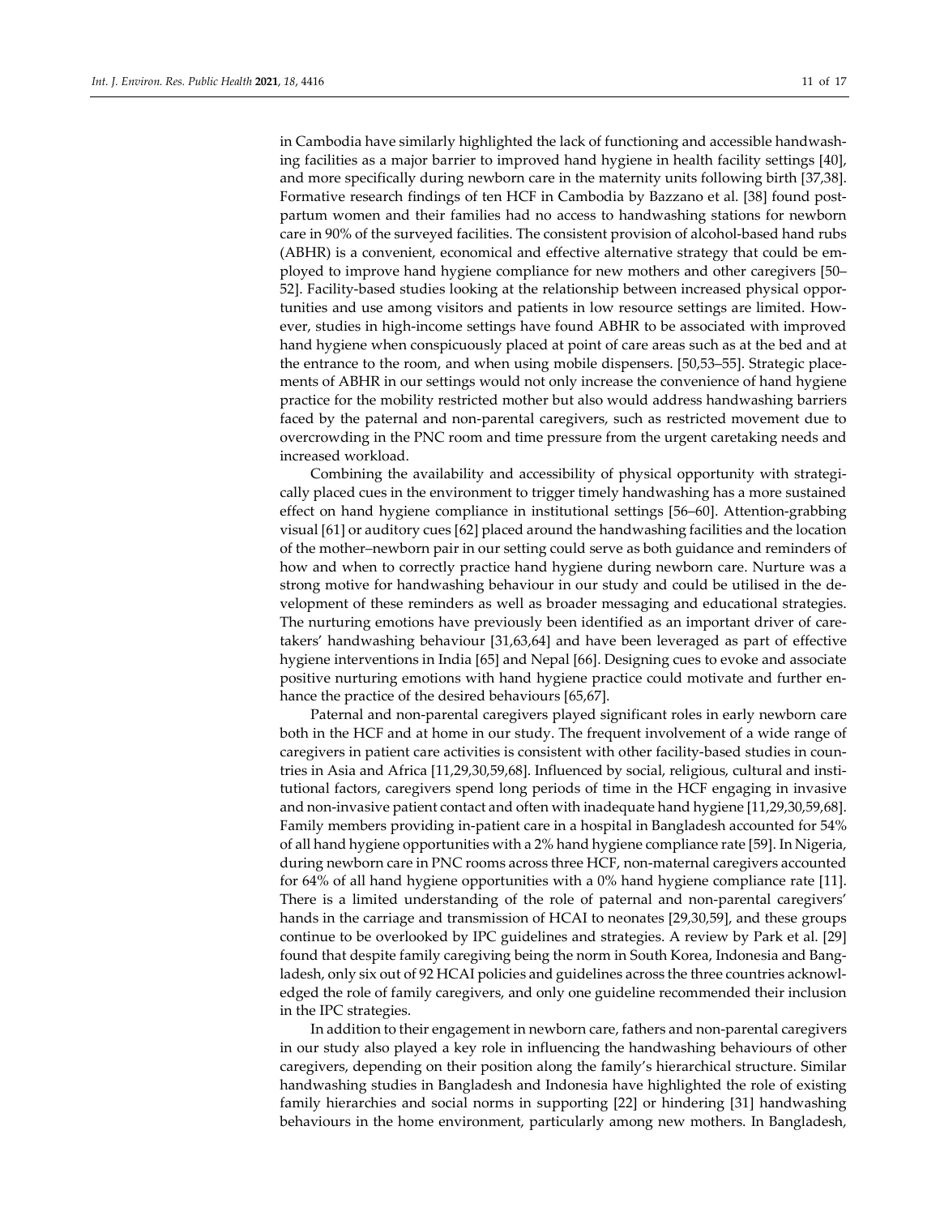in Cambodia have similarly highlighted the lack of functioning and accessible handwashing facilities as a major barrier to improved hand hygiene in health facility settings [40], and more specifically during newborn care in the maternity units following birth [37,38]. Formative research findings of ten HCF in Cambodia by Bazzano et al. [38] found postpartum women and their families had no access to handwashing stations for newborn care in 90% of the surveyed facilities. The consistent provision of alcohol-based hand rubs (ABHR) is a convenient, economical and effective alternative strategy that could be employed to improve hand hygiene compliance for new mothers and other caregivers [50–52]. Facility-based studies looking at the relationship between increased physical opportunities and use among visitors and patients in low resource settings are limited. However, studies in high-income settings have found ABHR to be associated with improved hand hygiene when conspicuously placed at point of care areas such as at the bed and at the entrance to the room, and when using mobile dispensers. [50,53–55]. Strategic placements of ABHR in our settings would not only increase the convenience of hand hygiene practice for the mobility restricted mother but also would address handwashing barriers faced by the paternal and non-parental caregivers, such as restricted movement due to overcrowding in the PNC room and time pressure from the urgent caretaking needs and increased workload.

Combining the availability and accessibility of physical opportunity with strategically placed cues in the environment to trigger timely handwashing has a more sustained effect on hand hygiene compliance in institutional settings [56–60]. Attention-grabbing visual [61] or auditory cues [62] placed around the handwashing facilities and the location of the mother–newborn pair in our setting could serve as both guidance and reminders of how and when to correctly practice hand hygiene during newborn care. Nurture was a strong motive for handwashing behaviour in our study and could be utilised in the development of these reminders as well as broader messaging and educational strategies. The nurturing emotions have previously been identified as an important driver of caretakers' handwashing behaviour [31,63,64] and have been leveraged as part of effective hygiene interventions in India [65] and Nepal [66]. Designing cues to evoke and associate positive nurturing emotions with hand hygiene practice could motivate and further enhance the practice of the desired behaviours [65,67].

Paternal and non-parental caregivers played significant roles in early newborn care both in the HCF and at home in our study. The frequent involvement of a wide range of caregivers in patient care activities is consistent with other facility-based studies in countries in Asia and Africa [11,29,30,59,68]. Influenced by social, religious, cultural and institutional factors, caregivers spend long periods of time in the HCF engaging in invasive and non-invasive patient contact and often with inadequate hand hygiene [11,29,30,59,68]. Family members providing in-patient care in a hospital in Bangladesh accounted for 54% of all hand hygiene opportunities with a 2% hand hygiene compliance rate [59]. In Nigeria, during newborn care in PNC rooms across three HCF, non-maternal caregivers accounted for 64% of all hand hygiene opportunities with a 0% hand hygiene compliance rate [11]. There is a limited understanding of the role of paternal and non-parental caregivers' hands in the carriage and transmission of HCAI to neonates [29,30,59], and these groups continue to be overlooked by IPC guidelines and strategies. A review by Park et al. [29] found that despite family caregiving being the norm in South Korea, Indonesia and Bangladesh, only six out of 92 HCAI policies and guidelines across the three countries acknowledged the role of family caregivers, and only one guideline recommended their inclusion in the IPC strategies.

In addition to their engagement in newborn care, fathers and non-parental caregivers in our study also played a key role in influencing the handwashing behaviours of other caregivers, depending on their position along the family's hierarchical structure. Similar handwashing studies in Bangladesh and Indonesia have highlighted the role of existing family hierarchies and social norms in supporting [22] or hindering [31] handwashing behaviours in the home environment, particularly among new mothers. In Bangladesh,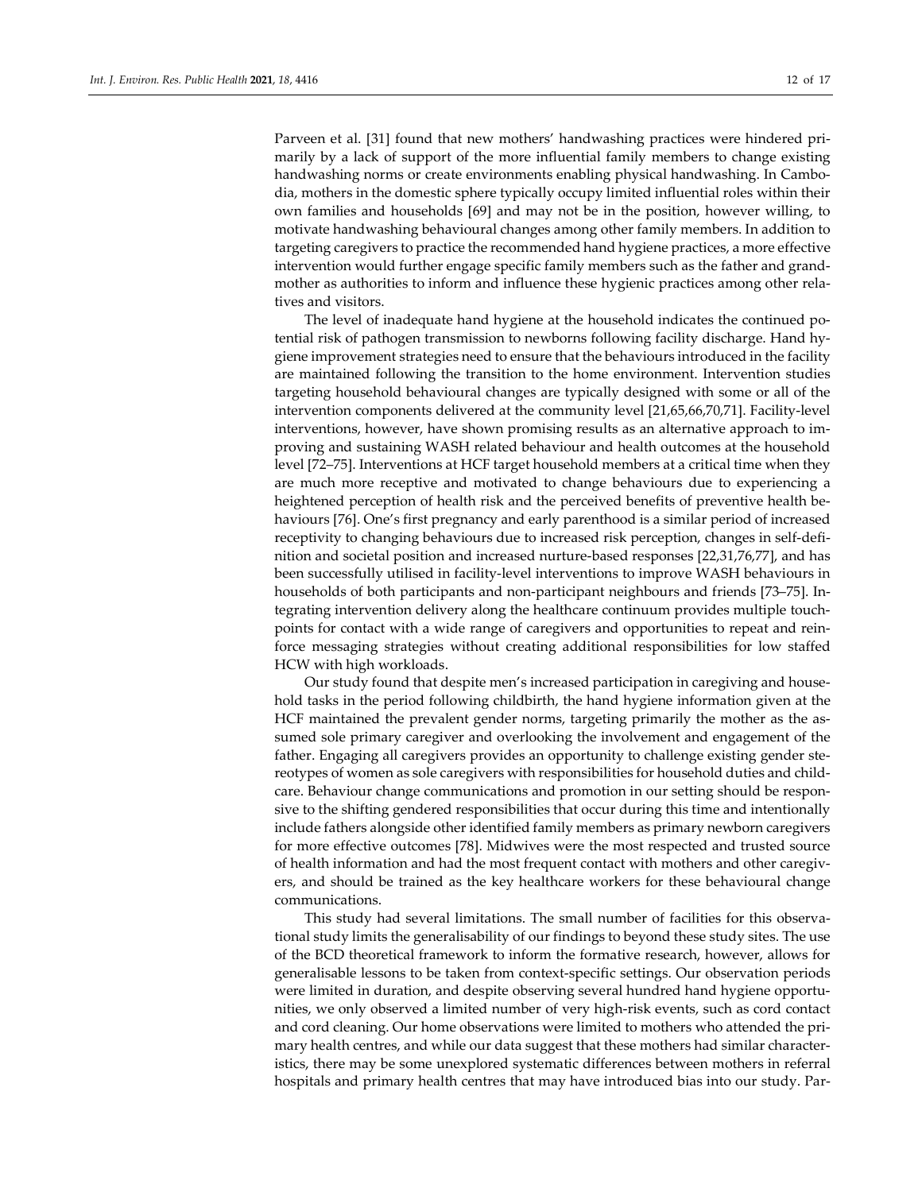Parveen et al. [31] found that new mothers' handwashing practices were hindered primarily by a lack of support of the more influential family members to change existing handwashing norms or create environments enabling physical handwashing. In Cambodia, mothers in the domestic sphere typically occupy limited influential roles within their own families and households [69] and may not be in the position, however willing, to motivate handwashing behavioural changes among other family members. In addition to targeting caregivers to practice the recommended hand hygiene practices, a more effective intervention would further engage specific family members such as the father and grandmother as authorities to inform and influence these hygienic practices among other relatives and visitors.

The level of inadequate hand hygiene at the household indicates the continued potential risk of pathogen transmission to newborns following facility discharge. Hand hygiene improvement strategies need to ensure that the behaviours introduced in the facility are maintained following the transition to the home environment. Intervention studies targeting household behavioural changes are typically designed with some or all of the intervention components delivered at the community level [21,65,66,70,71]. Facility-level interventions, however, have shown promising results as an alternative approach to improving and sustaining WASH related behaviour and health outcomes at the household level [72–75]. Interventions at HCF target household members at a critical time when they are much more receptive and motivated to change behaviours due to experiencing a heightened perception of health risk and the perceived benefits of preventive health behaviours [76]. One's first pregnancy and early parenthood is a similar period of increased receptivity to changing behaviours due to increased risk perception, changes in self-definition and societal position and increased nurture-based responses [22,31,76,77], and has been successfully utilised in facility-level interventions to improve WASH behaviours in households of both participants and non-participant neighbours and friends [73–75]. Integrating intervention delivery along the healthcare continuum provides multiple touchpoints for contact with a wide range of caregivers and opportunities to repeat and reinforce messaging strategies without creating additional responsibilities for low staffed HCW with high workloads.

Our study found that despite men's increased participation in caregiving and household tasks in the period following childbirth, the hand hygiene information given at the HCF maintained the prevalent gender norms, targeting primarily the mother as the assumed sole primary caregiver and overlooking the involvement and engagement of the father. Engaging all caregivers provides an opportunity to challenge existing gender stereotypes of women as sole caregivers with responsibilities for household duties and childcare. Behaviour change communications and promotion in our setting should be responsive to the shifting gendered responsibilities that occur during this time and intentionally include fathers alongside other identified family members as primary newborn caregivers for more effective outcomes [78]. Midwives were the most respected and trusted source of health information and had the most frequent contact with mothers and other caregivers, and should be trained as the key healthcare workers for these behavioural change communications.

This study had several limitations. The small number of facilities for this observational study limits the generalisability of our findings to beyond these study sites. The use of the BCD theoretical framework to inform the formative research, however, allows for generalisable lessons to be taken from context-specific settings. Our observation periods were limited in duration, and despite observing several hundred hand hygiene opportunities, we only observed a limited number of very high-risk events, such as cord contact and cord cleaning. Our home observations were limited to mothers who attended the primary health centres, and while our data suggest that these mothers had similar characteristics, there may be some unexplored systematic differences between mothers in referral hospitals and primary health centres that may have introduced bias into our study. Par-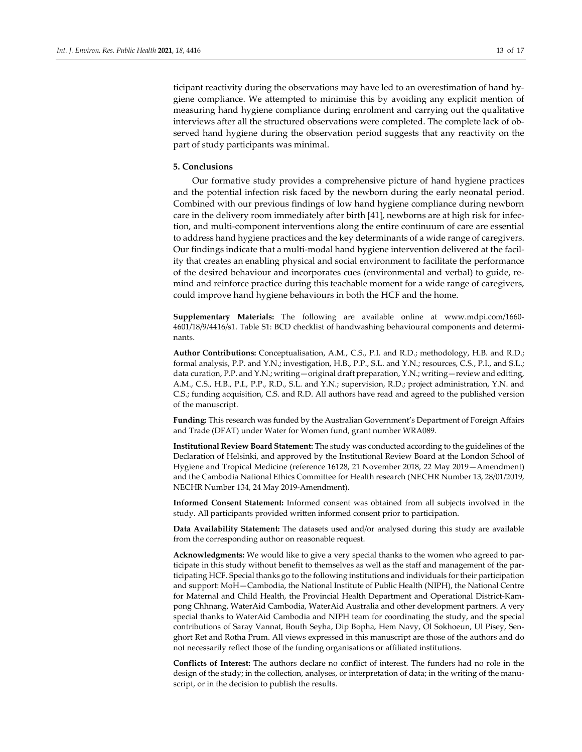ticipant reactivity during the observations may have led to an overestimation of hand hygiene compliance. We attempted to minimise this by avoiding any explicit mention of measuring hand hygiene compliance during enrolment and carrying out the qualitative interviews after all the structured observations were completed. The complete lack of observed hand hygiene during the observation period suggests that any reactivity on the part of study participants was minimal.

## 5. Conclusions

Our formative study provides a comprehensive picture of hand hygiene practices and the potential infection risk faced by the newborn during the early neonatal period. Combined with our previous findings of low hand hygiene compliance during newborn care in the delivery room immediately after birth [41], newborns are at high risk for infection, and multi-component interventions along the entire continuum of care are essential to address hand hygiene practices and the key determinants of a wide range of caregivers. Our findings indicate that a multi-modal hand hygiene intervention delivered at the facility that creates an enabling physical and social environment to facilitate the performance of the desired behaviour and incorporates cues (environmental and verbal) to guide, remind and reinforce practice during this teachable moment for a wide range of caregivers, could improve hand hygiene behaviours in both the HCF and the home.

**Supplementary Materials:** The following are available online at www.mdpi.com/1660-4601/18/9/4416/s1. Table S1: BCD checklist of handwashing behavioural components and determinants.

**Author Contributions:** Conceptualisation, A.M., C.S., P.I. and R.D.; methodology, H.B. and R.D.; formal analysis, P.P. and Y.N.; investigation, H.B., P.P., S.L. and Y.N.; resources, C.S., P.I., and S.L.; data curation, P.P. and Y.N.; writing—original draft preparation, Y.N.; writing—review and editing, A.M., C.S., H.B., P.I., P.P., R.D., S.L. and Y.N.; supervision, R.D.; project administration, Y.N. and C.S.; funding acquisition, C.S. and R.D. All authors have read and agreed to the published version of the manuscript.

**Funding:** This research was funded by the Australian Government's Department of Foreign Affairs and Trade (DFAT) under Water for Women fund, grant number WRA089.

**Institutional Review Board Statement:** The study was conducted according to the guidelines of the Declaration of Helsinki, and approved by the Institutional Review Board at the London School of Hygiene and Tropical Medicine (reference 16128, 21 November 2018, 22 May 2019—Amendment) and the Cambodia National Ethics Committee for Health research (NECHR Number 13, 28/01/2019, NECHR Number 134, 24 May 2019-Amendment).

**Informed Consent Statement:** Informed consent was obtained from all subjects involved in the study. All participants provided written informed consent prior to participation.

**Data Availability Statement:** The datasets used and/or analysed during this study are available from the corresponding author on reasonable request.

**Acknowledgments:** We would like to give a very special thanks to the women who agreed to participate in this study without benefit to themselves as well as the staff and management of the participating HCF. Special thanks go to the following institutions and individuals for their participation and support: MoH—Cambodia, the National Institute of Public Health (NIPH), the National Centre for Maternal and Child Health, the Provincial Health Department and Operational District-Kampong Chhnang, WaterAid Cambodia, WaterAid Australia and other development partners. A very special thanks to WaterAid Cambodia and NIPH team for coordinating the study, and the special contributions of Saray Vannat, Bouth Seyha, Dip Bopha, Hem Navy, Ol Sokhoeun, Ul Pisey, Senghort Ret and Rotha Prum. All views expressed in this manuscript are those of the authors and do not necessarily reflect those of the funding organisations or affiliated institutions.

**Conflicts of Interest:** The authors declare no conflict of interest. The funders had no role in the design of the study; in the collection, analyses, or interpretation of data; in the writing of the manuscript, or in the decision to publish the results.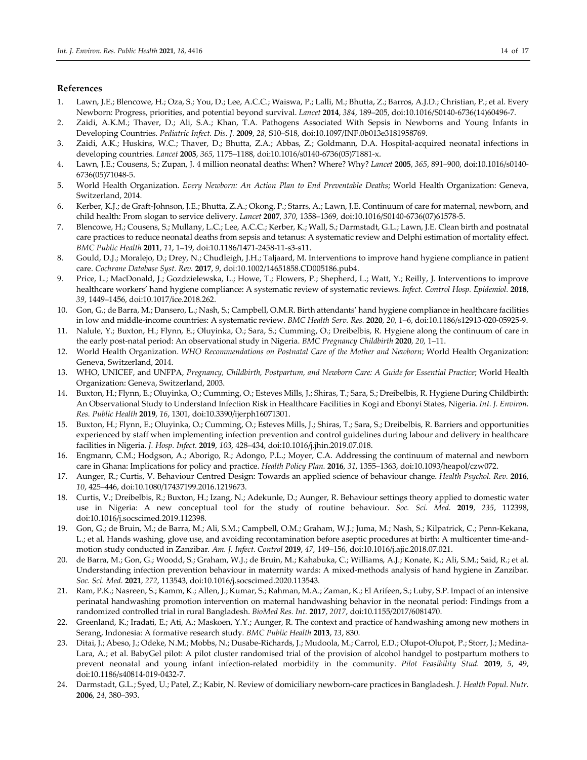## References

1. Lawn, J.E.; Blencowe, H.; Oza, S.; You, D.; Lee, A.C.C.; Waiswa, P.; Lalli, M.; Bhutta, Z.; Barros, A.J.D.; Christian, P.; et al. Every Newborn: Progress, priorities, and potential beyond survival. *Lancet* **2014**, *384*, 189–205, doi:10.1016/S0140-6736(14)60496-7.
2. Zaidi, A.K.M.; Thaver, D.; Ali, S.A.; Khan, T.A. Pathogens Associated With Sepsis in Newborns and Young Infants in Developing Countries. *Pediatric Infect. Dis. J.* **2009**, *28*, S10–S18, doi:10.1097/INF.0b013e3181958769.
3. Zaidi, A.K.; Huskins, W.C.; Thaver, D.; Bhutta, Z.A.; Abbas, Z.; Goldmann, D.A. Hospital-acquired neonatal infections in developing countries. *Lancet* **2005**, *365*, 1175–1188, doi:10.1016/s0140-6736(05)71881-x.
4. Lawn, J.E.; Cousens, S.; Zupan, J. 4 million neonatal deaths: When? Where? Why? *Lancet* **2005**, *365*, 891–900, doi:10.1016/s0140-6736(05)71048-5.
5. World Health Organization. *Every Newborn: An Action Plan to End Preventable Deaths*; World Health Organization: Geneva, Switzerland, 2014.
6. Kerber, K.J.; de Graft-Johnson, J.E.; Bhutta, Z.A.; Okong, P.; Starrs, A.; Lawn, J.E. Continuum of care for maternal, newborn, and child health: From slogan to service delivery. *Lancet* **2007**, *370*, 1358–1369, doi:10.1016/S0140-6736(07)61578-5.
7. Blencowe, H.; Cousens, S.; Mullany, L.C.; Lee, A.C.C.; Kerber, K.; Wall, S.; Darmstadt, G.L.; Lawn, J.E. Clean birth and postnatal care practices to reduce neonatal deaths from sepsis and tetanus: A systematic review and Delphi estimation of mortality effect. *BMC Public Health* **2011**, *11*, 1–19, doi:10.1186/1471-2458-11-s3-s11.
8. Gould, D.J.; Moralejo, D.; Drey, N.; Chudleigh, J.H.; Taljaard, M. Interventions to improve hand hygiene compliance in patient care. *Cochrane Database Syst. Rev.* **2017**, *9*, doi:10.1002/14651858.CD005186.pub4.
9. Price, L.; MacDonald, J.; Gozdzielewska, L.; Howe, T.; Flowers, P.; Shepherd, L.; Watt, Y.; Reilly, J. Interventions to improve healthcare workers' hand hygiene compliance: A systematic review of systematic reviews. *Infect. Control Hosp. Epidemiol.* **2018**, *39*, 1449–1456, doi:10.1017/ice.2018.262.
10. Gon, G.; de Barra, M.; Dansero, L.; Nash, S.; Campbell, O.M.R. Birth attendants' hand hygiene compliance in healthcare facilities in low and middle-income countries: A systematic review. *BMC Health Serv. Res.* **2020**, *20*, 1–6, doi:10.1186/s12913-020-05925-9.
11. Nalule, Y.; Buxton, H.; Flynn, E.; Oluyinka, O.; Sara, S.; Cumming, O.; Dreibelbis, R. Hygiene along the continuum of care in the early post-natal period: An observational study in Nigeria. *BMC Pregnancy Childbirth* **2020**, *20*, 1–11.
12. World Health Organization. *WHO Recommendations on Postnatal Care of the Mother and Newborn*; World Health Organization: Geneva, Switzerland, 2014.
13. WHO, UNICEF, and UNFPA, *Pregnancy, Childbirth, Postpartum, and Newborn Care: A Guide for Essential Practice*; World Health Organization: Geneva, Switzerland, 2003.
14. Buxton, H.; Flynn, E.; Oluyinka, O.; Cumming, O.; Esteves Mills, J.; Shiras, T.; Sara, S.; Dreibelbis, R. Hygiene During Childbirth: An Observational Study to Understand Infection Risk in Healthcare Facilities in Kogi and Ebonyi States, Nigeria. *Int. J. Environ. Res. Public Health* **2019**, *16*, 1301, doi:10.3390/ijerph16071301.
15. Buxton, H.; Flynn, E.; Oluyinka, O.; Cumming, O.; Esteves Mills, J.; Shiras, T.; Sara, S.; Dreibelbis, R. Barriers and opportunities experienced by staff when implementing infection prevention and control guidelines during labour and delivery in healthcare facilities in Nigeria. *J. Hosp. Infect.* **2019**, *103*, 428–434, doi:10.1016/j.jhin.2019.07.018.
16. Engmann, C.M.; Hodgson, A.; Aborigo, R.; Adongo, P.L.; Moyer, C.A. Addressing the continuum of maternal and newborn care in Ghana: Implications for policy and practice. *Health Policy Plan.* **2016**, *31*, 1355–1363, doi:10.1093/heapol/czw072.
17. Aunger, R.; Curtis, V. Behaviour Centred Design: Towards an applied science of behaviour change. *Health Psychol. Rev.* **2016**, *10*, 425–446, doi:10.1080/17437199.2016.1219673.
18. Curtis, V.; Dreibelbis, R.; Buxton, H.; Izang, N.; Adekunle, D.; Aunger, R. Behaviour settings theory applied to domestic water use in Nigeria: A new conceptual tool for the study of routine behaviour. *Soc. Sci. Med.* **2019**, *235*, 112398, doi:10.1016/j.socscimed.2019.112398.
19. Gon, G.; de Bruin, M.; de Barra, M.; Ali, S.M.; Campbell, O.M.; Graham, W.J.; Juma, M.; Nash, S.; Kilpatrick, C.; Penn-Kekana, L.; et al. Hands washing, glove use, and avoiding recontamination before aseptic procedures at birth: A multicenter time-and-motion study conducted in Zanzibar. *Am. J. Infect. Control* **2019**, *47*, 149–156, doi:10.1016/j.ajic.2018.07.021.
20. de Barra, M.; Gon, G.; Woodd, S.; Graham, W.J.; de Bruin, M.; Kahabuka, C.; Williams, A.J.; Konate, K.; Ali, S.M.; Said, R.; et al. Understanding infection prevention behaviour in maternity wards: A mixed-methods analysis of hand hygiene in Zanzibar. *Soc. Sci. Med.* **2021**, *272*, 113543, doi:10.1016/j.socscimed.2020.113543.
21. Ram, P.K.; Nasreen, S.; Kamm, K.; Allen, J.; Kumar, S.; Rahman, M.A.; Zaman, K.; El Arifeen, S.; Luby, S.P. Impact of an intensive perinatal handwashing promotion intervention on maternal handwashing behavior in the neonatal period: Findings from a randomized controlled trial in rural Bangladesh. *BioMed Res. Int.* **2017**, *2017*, doi:10.1155/2017/6081470.
22. Greenland, K.; Iradati, E.; Ati, A.; Maskoen, Y.Y.; Aunger, R. The context and practice of handwashing among new mothers in Serang, Indonesia: A formative research study. *BMC Public Health* **2013**, *13*, 830.
23. Ditai, J.; Abeso, J.; Odeke, N.M.; Mobbs, N.; Dusabe-Richards, J.; Mudoola, M.; Carrol, E.D.; Olupot-Olupot, P.; Storr, J.; Medina-Lara, A.; et al. BabyGel pilot: A pilot cluster randomised trial of the provision of alcohol handgel to postpartum mothers to prevent neonatal and young infant infection-related morbidity in the community. *Pilot Feasibility Stud.* **2019**, *5*, 49, doi:10.1186/s40814-019-0432-7.
24. Darmstadt, G.L.; Syed, U.; Patel, Z.; Kabir, N. Review of domiciliary newborn-care practices in Bangladesh. *J. Health Popul. Nutr.* **2006**, *24*, 380–393.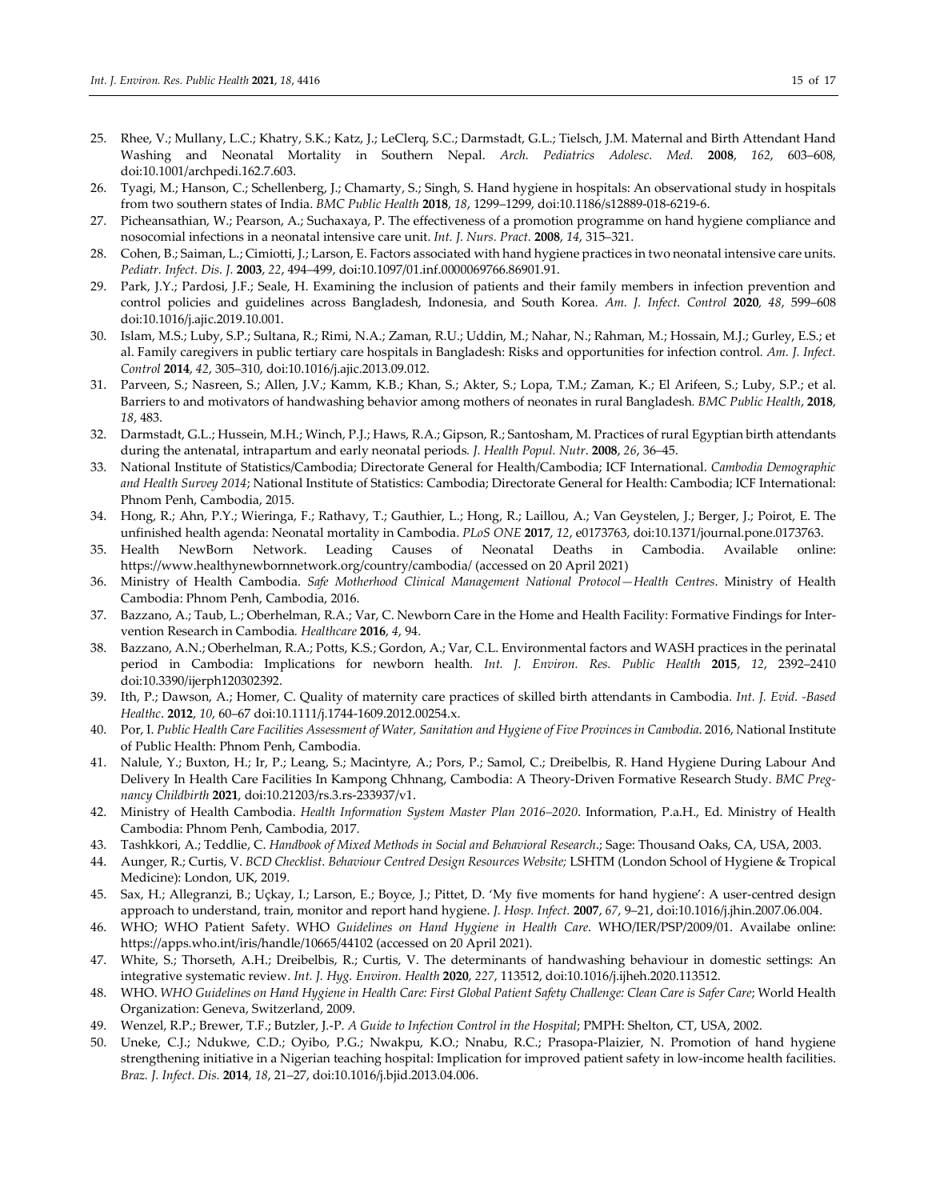25. Rhee, V.; Mullany, L.C.; Khatry, S.K.; Katz, J.; LeClerq, S.C.; Darmstadt, G.L.; Tielsch, J.M. Maternal and Birth Attendant Hand Washing and Neonatal Mortality in Southern Nepal. *Arch. Pediatrics Adolesc. Med.* **2008**, *162*, 603–608, doi:10.1001/archpedi.162.7.603.
26. Tyagi, M.; Hanson, C.; Schellenberg, J.; Chamarty, S.; Singh, S. Hand hygiene in hospitals: An observational study in hospitals from two southern states of India. *BMC Public Health* **2018**, *18*, 1299–1299, doi:10.1186/s12889-018-6219-6.
27. Picheansathian, W.; Pearson, A.; Suchaxaya, P. The effectiveness of a promotion programme on hand hygiene compliance and nosocomial infections in a neonatal intensive care unit. *Int. J. Nurs. Pract.* **2008**, *14*, 315–321.
28. Cohen, B.; Saiman, L.; Cimiotti, J.; Larson, E. Factors associated with hand hygiene practices in two neonatal intensive care units. *Pediatr. Infect. Dis. J.* **2003**, *22*, 494–499, doi:10.1097/01.inf.0000069766.86901.91.
29. Park, J.Y.; Pardosi, J.F.; Seale, H. Examining the inclusion of patients and their family members in infection prevention and control policies and guidelines across Bangladesh, Indonesia, and South Korea. *Am. J. Infect. Control* **2020**, *48*, 599–608 doi:10.1016/j.ajic.2019.10.001.
30. Islam, M.S.; Luby, S.P.; Sultana, R.; Rimi, N.A.; Zaman, R.U.; Uddin, M.; Nahar, N.; Rahman, M.; Hossain, M.J.; Gurley, E.S.; et al. Family caregivers in public tertiary care hospitals in Bangladesh: Risks and opportunities for infection control. *Am. J. Infect. Control* **2014**, *42*, 305–310, doi:10.1016/j.ajic.2013.09.012.
31. Parveen, S.; Nasreen, S.; Allen, J.V.; Kamm, K.B.; Khan, S.; Akter, S.; Lopa, T.M.; Zaman, K.; El Arifeen, S.; Luby, S.P.; et al. Barriers to and motivators of handwashing behavior among mothers of neonates in rural Bangladesh. *BMC Public Health*, **2018**, *18*, 483.
32. Darmstadt, G.L.; Hussein, M.H.; Winch, P.J.; Haws, R.A.; Gipson, R.; Santosham, M. Practices of rural Egyptian birth attendants during the antenatal, intrapartum and early neonatal periods. *J. Health Popul. Nutr*. **2008**, *26*, 36–45.
33. National Institute of Statistics/Cambodia; Directorate General for Health/Cambodia; ICF International. *Cambodia Demographic and Health Survey 2014*; National Institute of Statistics: Cambodia; Directorate General for Health: Cambodia; ICF International: Phnom Penh, Cambodia, 2015.
34. Hong, R.; Ahn, P.Y.; Wieringa, F.; Rathavy, T.; Gauthier, L.; Hong, R.; Laillou, A.; Van Geystelen, J.; Berger, J.; Poirot, E. The unfinished health agenda: Neonatal mortality in Cambodia. *PLoS ONE* **2017**, *12*, e0173763, doi:10.1371/journal.pone.0173763.
35. Health NewBorn Network. Leading Causes of Neonatal Deaths in Cambodia. Available online: https://www.healthynewbornnetwork.org/country/cambodia/ (accessed on 20 April 2021)
36. Ministry of Health Cambodia. *Safe Motherhood Clinical Management National Protocol—Health Centres*. Ministry of Health Cambodia: Phnom Penh, Cambodia, 2016.
37. Bazzano, A.; Taub, L.; Oberhelman, R.A.; Var, C. Newborn Care in the Home and Health Facility: Formative Findings for Intervention Research in Cambodia. *Healthcare* **2016**, *4*, 94.
38. Bazzano, A.N.; Oberhelman, R.A.; Potts, K.S.; Gordon, A.; Var, C.L. Environmental factors and WASH practices in the perinatal period in Cambodia: Implications for newborn health. *Int. J. Environ. Res. Public Health* **2015**, *12*, 2392–2410 doi:10.3390/ijerph120302392.
39. Ith, P.; Dawson, A.; Homer, C. Quality of maternity care practices of skilled birth attendants in Cambodia. *Int. J. Evid. -Based Healthc*. **2012**, *10*, 60–67 doi:10.1111/j.1744-1609.2012.00254.x.
40. Por, I. *Public Health Care Facilities Assessment of Water, Sanitation and Hygiene of Five Provinces in Cambodia*. 2016, National Institute of Public Health: Phnom Penh, Cambodia.
41. Nalule, Y.; Buxton, H.; Ir, P.; Leang, S.; Macintyre, A.; Pors, P.; Samol, C.; Dreibelbis, R. Hand Hygiene During Labour And Delivery In Health Care Facilities In Kampong Chhnang, Cambodia: A Theory-Driven Formative Research Study. *BMC Pregnancy Childbirth* **2021**, doi:10.21203/rs.3.rs-233937/v1.
42. Ministry of Health Cambodia. *Health Information System Master Plan 2016–2020*. Information, P.a.H., Ed. Ministry of Health Cambodia: Phnom Penh, Cambodia, 2017.
43. Tashkkori, A.; Teddlie, C. *Handbook of Mixed Methods in Social and Behavioral Research*.; Sage: Thousand Oaks, CA, USA, 2003.
44. Aunger, R.; Curtis, V. *BCD Checklist*. *Behaviour Centred Design Resources Website;* LSHTM (London School of Hygiene & Tropical Medicine): London, UK, 2019.
45. Sax, H.; Allegranzi, B.; Uçkay, I.; Larson, E.; Boyce, J.; Pittet, D. 'My five moments for hand hygiene': A user-centred design approach to understand, train, monitor and report hand hygiene. *J. Hosp. Infect.* **2007**, *67*, 9–21, doi:10.1016/j.jhin.2007.06.004.
46. WHO; WHO Patient Safety. WHO *Guidelines on Hand Hygiene in Health Care*. WHO/IER/PSP/2009/01. Availabe online: https://apps.who.int/iris/handle/10665/44102 (accessed on 20 April 2021).
47. White, S.; Thorseth, A.H.; Dreibelbis, R.; Curtis, V. The determinants of handwashing behaviour in domestic settings: An integrative systematic review. *Int. J. Hyg. Environ. Health* **2020**, *227*, 113512, doi:10.1016/j.ijheh.2020.113512.
48. WHO. *WHO Guidelines on Hand Hygiene in Health Care: First Global Patient Safety Challenge: Clean Care is Safer Care*; World Health Organization: Geneva, Switzerland, 2009.
49. Wenzel, R.P.; Brewer, T.F.; Butzler, J.-P. *A Guide to Infection Control in the Hospital*; PMPH: Shelton, CT, USA, 2002.
50. Uneke, C.J.; Ndukwe, C.D.; Oyibo, P.G.; Nwakpu, K.O.; Nnabu, R.C.; Prasopa-Plaizier, N. Promotion of hand hygiene strengthening initiative in a Nigerian teaching hospital: Implication for improved patient safety in low-income health facilities. *Braz. J. Infect. Dis.* **2014**, *18*, 21–27, doi:10.1016/j.bjid.2013.04.006.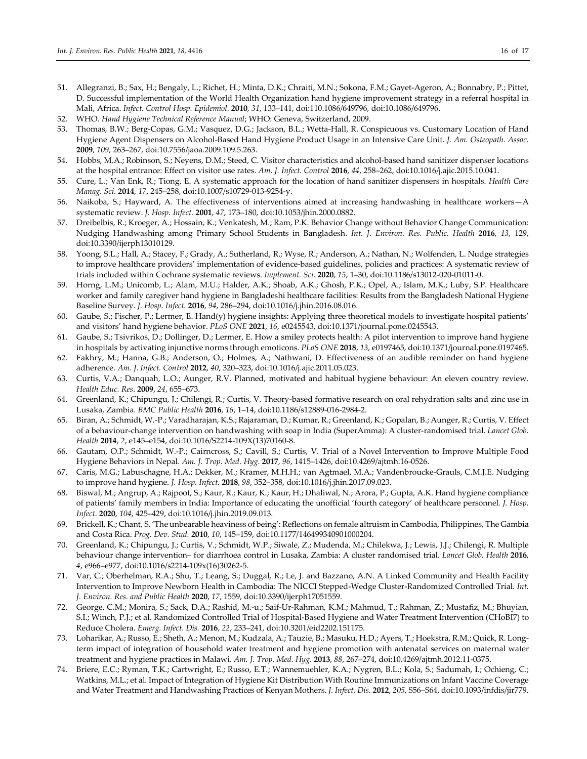51. Allegranzi, B.; Sax, H.; Bengaly, L.; Richet, H.; Minta, D.K.; Chraiti, M.N.; Sokona, F.M.; Gayet-Ageron, A.; Bonnabry, P.; Pittet, D. Successful implementation of the World Health Organization hand hygiene improvement strategy in a referral hospital in Mali, Africa. *Infect. Control Hosp. Epidemiol.* **2010**, *31*, 133–141, doi:110.1086/649796, doi:10.1086/649796.
52. WHO. *Hand Hygiene Technical Reference Manual*; WHO: Geneva, Switzerland, 2009.
53. Thomas, B.W.; Berg-Copas, G.M.; Vasquez, D.G.; Jackson, B.L.; Wetta-Hall, R. Conspicuous vs. Customary Location of Hand Hygiene Agent Dispensers on Alcohol-Based Hand Hygiene Product Usage in an Intensive Care Unit. *J. Am. Osteopath. Assoc.* **2009**, *109*, 263–267, doi:10.7556/jaoa.2009.109.5.263.
54. Hobbs, M.A.; Robinson, S.; Neyens, D.M.; Steed, C. Visitor characteristics and alcohol-based hand sanitizer dispenser locations at the hospital entrance: Effect on visitor use rates. *Am. J. Infect. Control* **2016**, *44*, 258–262, doi:10.1016/j.ajic.2015.10.041.
55. Cure, L.; Van Enk, R.; Tiong, E. A systematic approach for the location of hand sanitizer dispensers in hospitals. *Health Care Manag. Sci.* **2014**, *17*, 245–258, doi:10.1007/s10729-013-9254-y.
56. Naikoba, S.; Hayward, A. The effectiveness of interventions aimed at increasing handwashing in healthcare workers—A systematic review. *J. Hosp. Infect.* **2001**, *47*, 173–180, doi:10.1053/jhin.2000.0882.
57. Dreibelbis, R.; Kroeger, A.; Hossain, K.; Venkatesh, M.; Ram, P.K. Behavior Change without Behavior Change Communication: Nudging Handwashing among Primary School Students in Bangladesh. *Int. J. Environ. Res. Public. Health* **2016**, *13*, 129, doi:10.3390/ijerph13010129.
58. Yoong, S.L.; Hall, A.; Stacey, F.; Grady, A.; Sutherland, R.; Wyse, R.; Anderson, A.; Nathan, N.; Wolfenden, L. Nudge strategies to improve healthcare providers' implementation of evidence-based guidelines, policies and practices: A systematic review of trials included within Cochrane systematic reviews. *Implement. Sci.* **2020**, *15*, 1–30, doi:10.1186/s13012-020-01011-0.
59. Horng, L.M.; Unicomb, L.; Alam, M.U.; Halder, A.K.; Shoab, A.K.; Ghosh, P.K.; Opel, A.; Islam, M.K.; Luby, S.P. Healthcare worker and family caregiver hand hygiene in Bangladeshi healthcare facilities: Results from the Bangladesh National Hygiene Baseline Survey. *J. Hosp. Infect.* **2016**, *94*, 286–294, doi:10.1016/j.jhin.2016.08.016.
60. Gaube, S.; Fischer, P.; Lermer, E. Hand(y) hygiene insights: Applying three theoretical models to investigate hospital patients' and visitors' hand hygiene behavior. *PLoS ONE* **2021**, *16*, e0245543, doi:10.1371/journal.pone.0245543.
61. Gaube, S.; Tsivrikos, D.; Dollinger, D.; Lermer, E. How a smiley protects health: A pilot intervention to improve hand hygiene in hospitals by activating injunctive norms through emoticons. *PLoS ONE* **2018**, *13*, e0197465, doi:10.1371/journal.pone.0197465.
62. Fakhry, M.; Hanna, G.B.; Anderson, O.; Holmes, A.; Nathwani, D. Effectiveness of an audible reminder on hand hygiene adherence. *Am. J. Infect. Control* **2012**, *40*, 320–323, doi:10.1016/j.ajic.2011.05.023.
63. Curtis, V.A.; Danquah, L.O.; Aunger, R.V. Planned, motivated and habitual hygiene behaviour: An eleven country review. *Health Educ. Res*. **2009**, *24*, 655–673.
64. Greenland, K.; Chipungu, J.; Chilengi, R.; Curtis, V. Theory-based formative research on oral rehydration salts and zinc use in Lusaka, Zambia. *BMC Public Health* **2016**, *16*, 1–14, doi:10.1186/s12889-016-2984-2.
65. Biran, A.; Schmidt, W.-P.; Varadharajan, K.S.; Rajaraman, D.; Kumar, R.; Greenland, K.; Gopalan, B.; Aunger, R.; Curtis, V. Effect of a behaviour-change intervention on handwashing with soap in India (SuperAmma): A cluster-randomised trial. *Lancet Glob. Health* **2014**, *2*, e145–e154, doi:10.1016/S2214-109X(13)70160-8.
66. Gautam, O.P.; Schmidt, W.-P.; Cairncross, S.; Cavill, S.; Curtis, V. Trial of a Novel Intervention to Improve Multiple Food Hygiene Behaviors in Nepal. *Am. J. Trop. Med. Hyg.* **2017**, *96*, 1415–1426, doi:10.4269/ajtmh.16-0526.
67. Caris, M.G.; Labuschagne, H.A.; Dekker, M.; Kramer, M.H.H.; van Agtmael, M.A.; Vandenbroucke-Grauls, C.M.J.E. Nudging to improve hand hygiene. *J. Hosp. Infect.* **2018**, *98*, 352–358, doi:10.1016/j.jhin.2017.09.023.
68. Biswal, M.; Angrup, A.; Rajpoot, S.; Kaur, R.; Kaur, K.; Kaur, H.; Dhaliwal, N.; Arora, P.; Gupta, A.K. Hand hygiene compliance of patients' family members in India: Importance of educating the unofficial 'fourth category' of healthcare personnel. *J. Hosp. Infect*. **2020**, *104*, 425–429, doi:10.1016/j.jhin.2019.09.013.
69. Brickell, K.; Chant, S. 'The unbearable heaviness of being': Reflections on female altruism in Cambodia, Philippines, The Gambia and Costa Rica. *Prog. Dev. Stud.* **2010**, *10*, 145–159, doi:10.1177/146499340901000204.
70. Greenland, K.; Chipungu, J.; Curtis, V.; Schmidt, W.P.; Siwale, Z.; Mudenda, M.; Chilekwa, J.; Lewis, J.J.; Chilengi, R. Multiple behaviour change intervention– for diarrhoea control in Lusaka, Zambia: A cluster randomised trial. *Lancet Glob. Health* **2016**, *4*, e966–e977, doi:10.1016/s2214-109x(16)30262-5.
71. Var, C.; Oberhelman, R.A.; Shu, T.; Leang, S.; Duggal, R.; Le, J. and Bazzano, A.N. A Linked Community and Health Facility Intervention to Improve Newborn Health in Cambodia: The NICCI Stepped-Wedge Cluster-Randomized Controlled Trial. *Int. J. Environ. Res. and Public Health* **2020**, *17*, 1559, doi:10.3390/ijerph17051559.
72. George, C.M.; Monira, S.; Sack, D.A.; Rashid, M.-u.; Saif-Ur-Rahman, K.M.; Mahmud, T.; Rahman, Z.; Mustafiz, M.; Bhuyian, S.I.; Winch, P.J.; et al. Randomized Controlled Trial of Hospital-Based Hygiene and Water Treatment Intervention (CHoBI7) to Reduce Cholera. *Emerg. Infect. Dis.* **2016**, *22*, 233–241, doi:10.3201/eid2202.151175.
73. Loharikar, A.; Russo, E.; Sheth, A.; Menon, M.; Kudzala, A.; Tauzie, B.; Masuku, H.D.; Ayers, T.; Hoekstra, R.M.; Quick, R. Long-term impact of integration of household water treatment and hygiene promotion with antenatal services on maternal water treatment and hygiene practices in Malawi. *Am. J. Trop. Med. Hyg.* **2013**, *88*, 267–274, doi:10.4269/ajtmh.2012.11-0375.
74. Briere, E.C.; Ryman, T.K.; Cartwright, E.; Russo, E.T.; Wannemuehler, K.A.; Nygren, B.L.; Kola, S.; Sadumah, I.; Ochieng, C.; Watkins, M.L.; et al. Impact of Integration of Hygiene Kit Distribution With Routine Immunizations on Infant Vaccine Coverage and Water Treatment and Handwashing Practices of Kenyan Mothers. *J. Infect. Dis.* **2012**, *205*, S56–S64, doi:10.1093/infdis/jir779.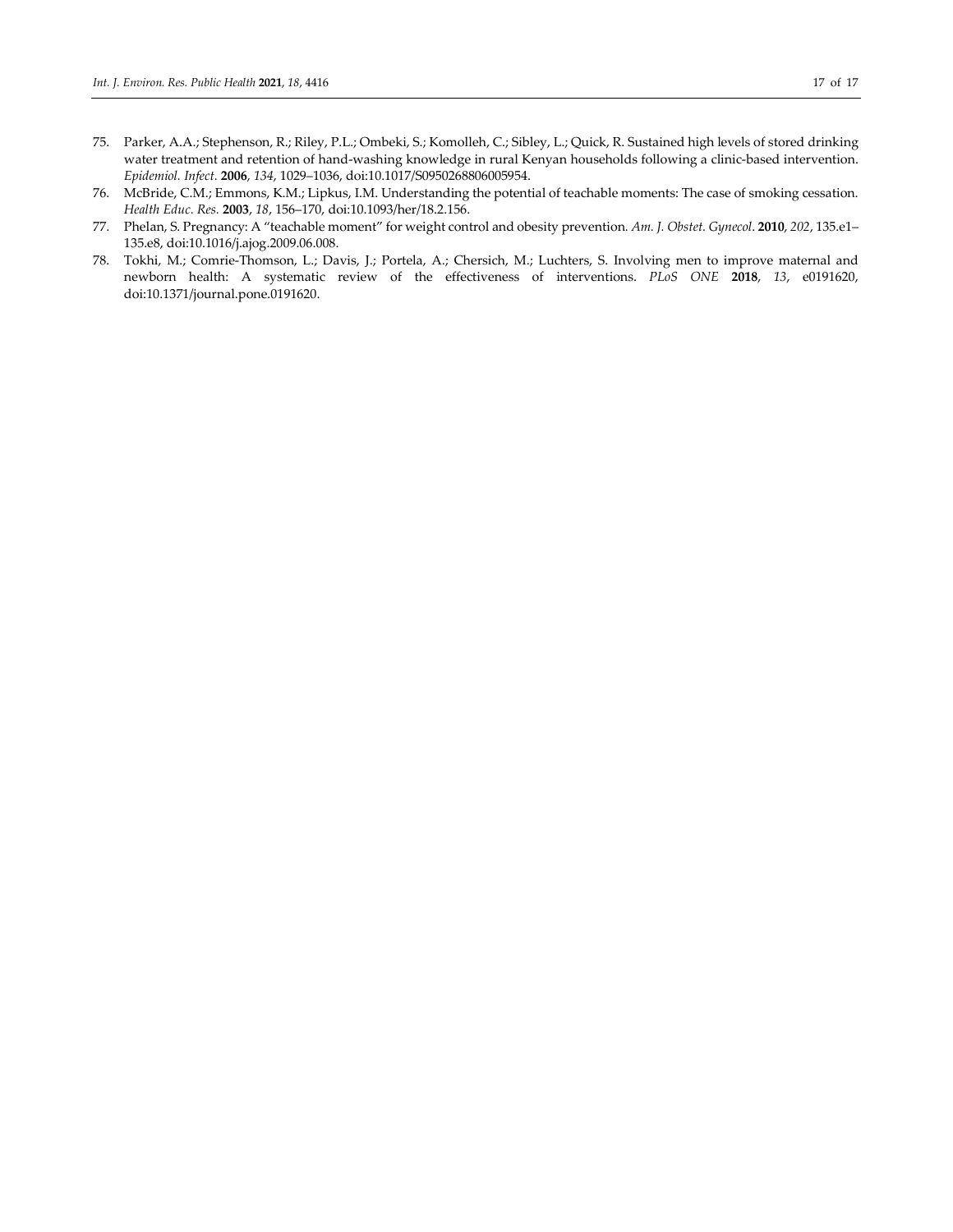75. Parker, A.A.; Stephenson, R.; Riley, P.L.; Ombeki, S.; Komolleh, C.; Sibley, L.; Quick, R. Sustained high levels of stored drinking water treatment and retention of hand-washing knowledge in rural Kenyan households following a clinic-based intervention. *Epidemiol. Infect.* **2006**, *134*, 1029–1036, doi:10.1017/S0950268806005954.
76. McBride, C.M.; Emmons, K.M.; Lipkus, I.M. Understanding the potential of teachable moments: The case of smoking cessation. *Health Educ. Res.* **2003**, *18*, 156–170, doi:10.1093/her/18.2.156.
77. Phelan, S. Pregnancy: A "teachable moment" for weight control and obesity prevention. *Am. J. Obstet. Gynecol*. **2010**, *202*, 135.e1–135.e8, doi:10.1016/j.ajog.2009.06.008.
78. Tokhi, M.; Comrie-Thomson, L.; Davis, J.; Portela, A.; Chersich, M.; Luchters, S. Involving men to improve maternal and newborn health: A systematic review of the effectiveness of interventions. *PLoS ONE* **2018**, *13*, e0191620, doi:10.1371/journal.pone.0191620.